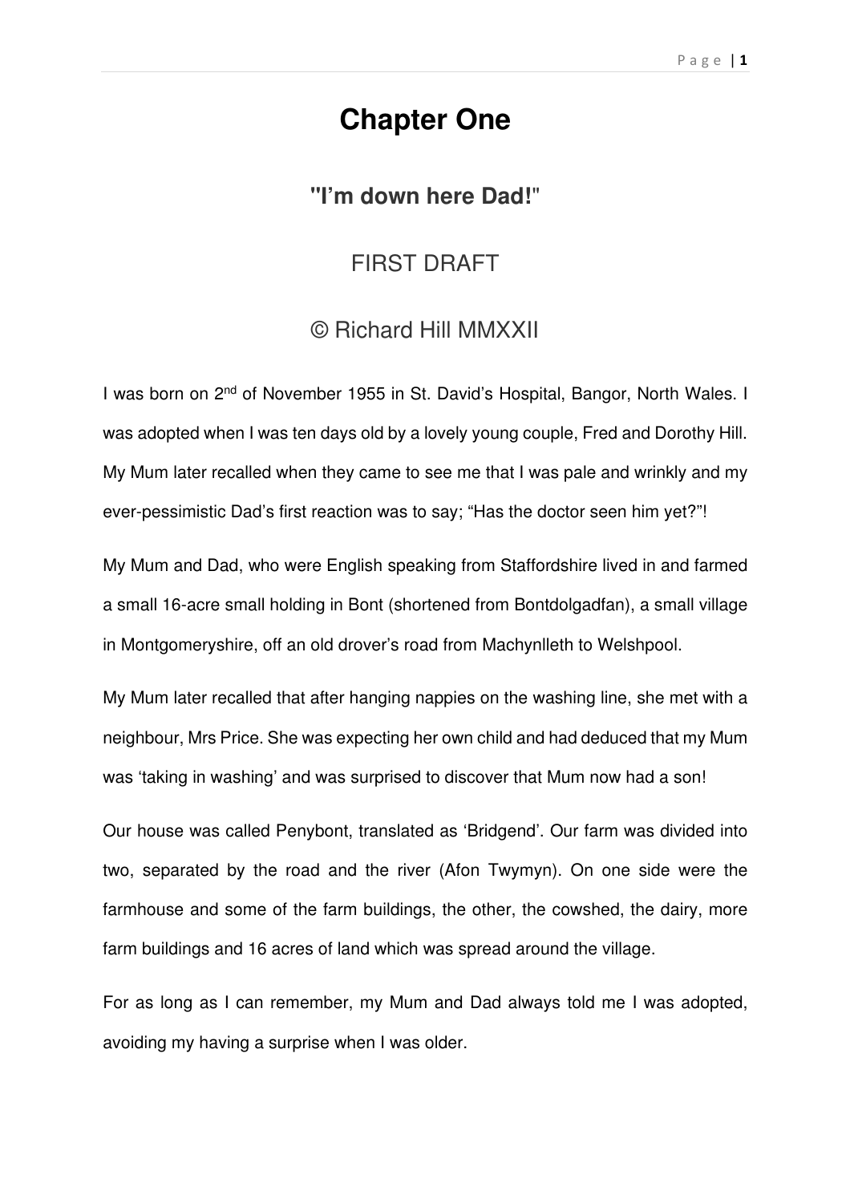# Chapter One

## "I'm down here Dad!"

FIRST DRAFT

© Richard Hill MMXXII

I was born on 2nd of November 1955 in St. David's Hospital, Bangor, North Wales. I was adopted when I was ten days old by a lovely young couple, Fred and Dorothy Hill. My Mum later recalled when they came to see me that I was pale and wrinkly and my ever-pessimistic Dad's first reaction was to say; "Has the doctor seen him yet?"!

My Mum and Dad, who were English speaking from Staffordshire lived in and farmed a small 16-acre small holding in Bont (shortened from Bontdolgadfan), a small village in Montgomeryshire, off an old drover's road from Machynlleth to Welshpool.

My Mum later recalled that after hanging nappies on the washing line, she met with a neighbour, Mrs Price. She was expecting her own child and had deduced that my Mum was 'taking in washing' and was surprised to discover that Mum now had a son!

Our house was called Penybont, translated as 'Bridgend'. Our farm was divided into two, separated by the road and the river (Afon Twymyn). On one side were the farmhouse and some of the farm buildings, the other, the cowshed, the dairy, more farm buildings and 16 acres of land which was spread around the village.

For as long as I can remember, my Mum and Dad always told me I was adopted, avoiding my having a surprise when I was older.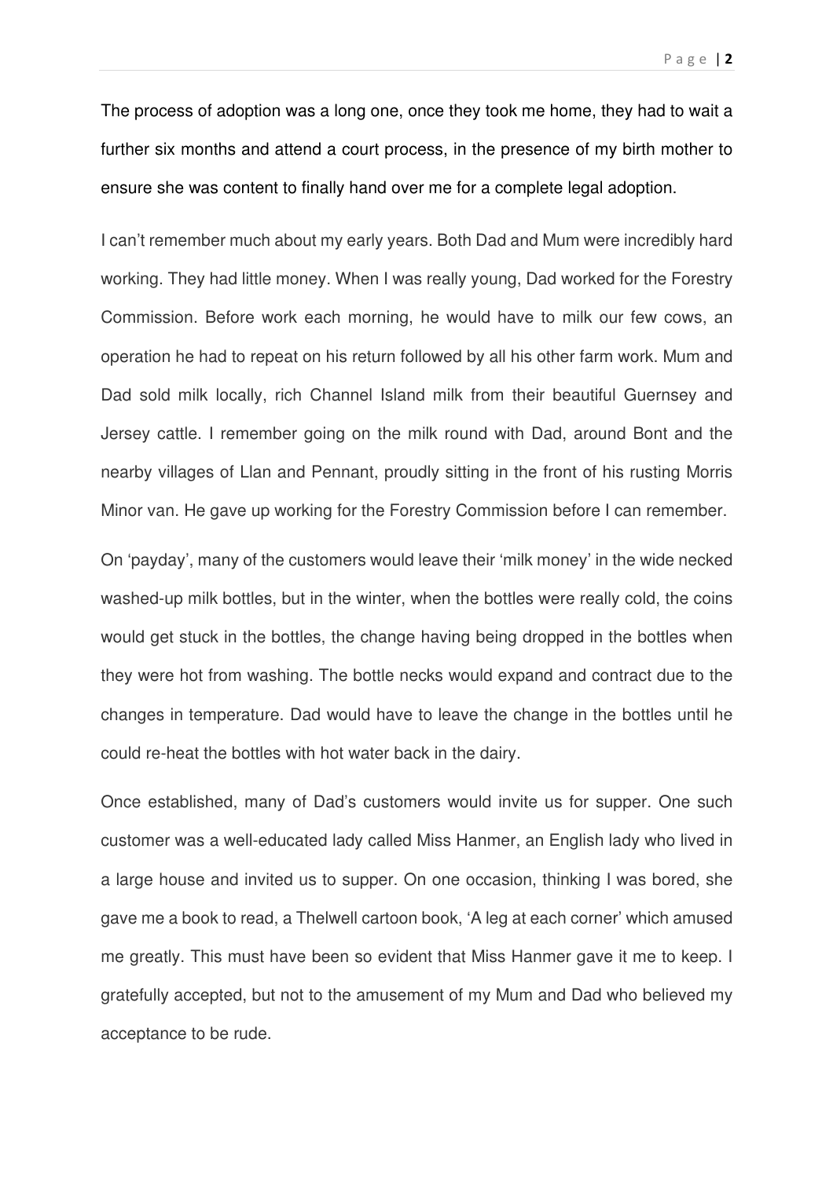The process of adoption was a long one, once they took me home, they had to wait a further six months and attend a court process, in the presence of my birth mother to ensure she was content to finally hand over me for a complete legal adoption.

I can't remember much about my early years. Both Dad and Mum were incredibly hard working. They had little money. When I was really young, Dad worked for the Forestry Commission. Before work each morning, he would have to milk our few cows, an operation he had to repeat on his return followed by all his other farm work. Mum and Dad sold milk locally, rich Channel Island milk from their beautiful Guernsey and Jersey cattle. I remember going on the milk round with Dad, around Bont and the nearby villages of Llan and Pennant, proudly sitting in the front of his rusting Morris Minor van. He gave up working for the Forestry Commission before I can remember.

On 'payday', many of the customers would leave their 'milk money' in the wide necked washed-up milk bottles, but in the winter, when the bottles were really cold, the coins would get stuck in the bottles, the change having being dropped in the bottles when they were hot from washing. The bottle necks would expand and contract due to the changes in temperature. Dad would have to leave the change in the bottles until he could re-heat the bottles with hot water back in the dairy.

Once established, many of Dad's customers would invite us for supper. One such customer was a well-educated lady called Miss Hanmer, an English lady who lived in a large house and invited us to supper. On one occasion, thinking I was bored, she gave me a book to read, a Thelwell cartoon book, 'A leg at each corner' which amused me greatly. This must have been so evident that Miss Hanmer gave it me to keep. I gratefully accepted, but not to the amusement of my Mum and Dad who believed my acceptance to be rude.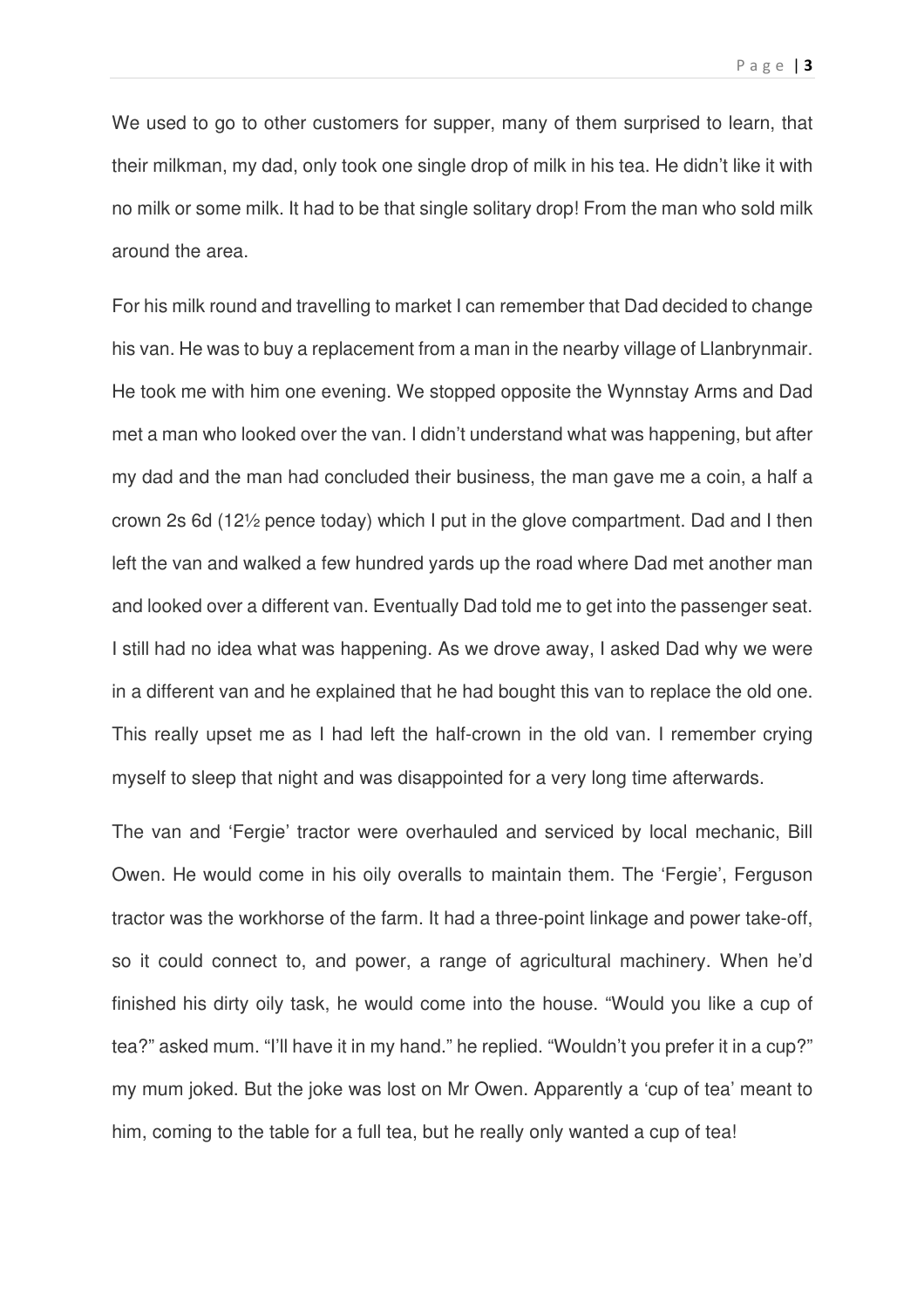We used to go to other customers for supper, many of them surprised to learn, that their milkman, my dad, only took one single drop of milk in his tea. He didn't like it with no milk or some milk. It had to be that single solitary drop! From the man who sold milk around the area.

For his milk round and travelling to market I can remember that Dad decided to change his van. He was to buy a replacement from a man in the nearby village of Llanbrynmair. He took me with him one evening. We stopped opposite the Wynnstay Arms and Dad met a man who looked over the van. I didn't understand what was happening, but after my dad and the man had concluded their business, the man gave me a coin, a half a crown 2s 6d (12½ pence today) which I put in the glove compartment. Dad and I then left the van and walked a few hundred yards up the road where Dad met another man and looked over a different van. Eventually Dad told me to get into the passenger seat. I still had no idea what was happening. As we drove away, I asked Dad why we were in a different van and he explained that he had bought this van to replace the old one. This really upset me as I had left the half-crown in the old van. I remember crying myself to sleep that night and was disappointed for a very long time afterwards.

The van and 'Fergie' tractor were overhauled and serviced by local mechanic, Bill Owen. He would come in his oily overalls to maintain them. The 'Fergie', Ferguson tractor was the workhorse of the farm. It had a three-point linkage and power take-off, so it could connect to, and power, a range of agricultural machinery. When he'd finished his dirty oily task, he would come into the house. "Would you like a cup of tea?" asked mum. "I'll have it in my hand." he replied. "Wouldn't you prefer it in a cup?" my mum joked. But the joke was lost on Mr Owen. Apparently a 'cup of tea' meant to him, coming to the table for a full tea, but he really only wanted a cup of tea!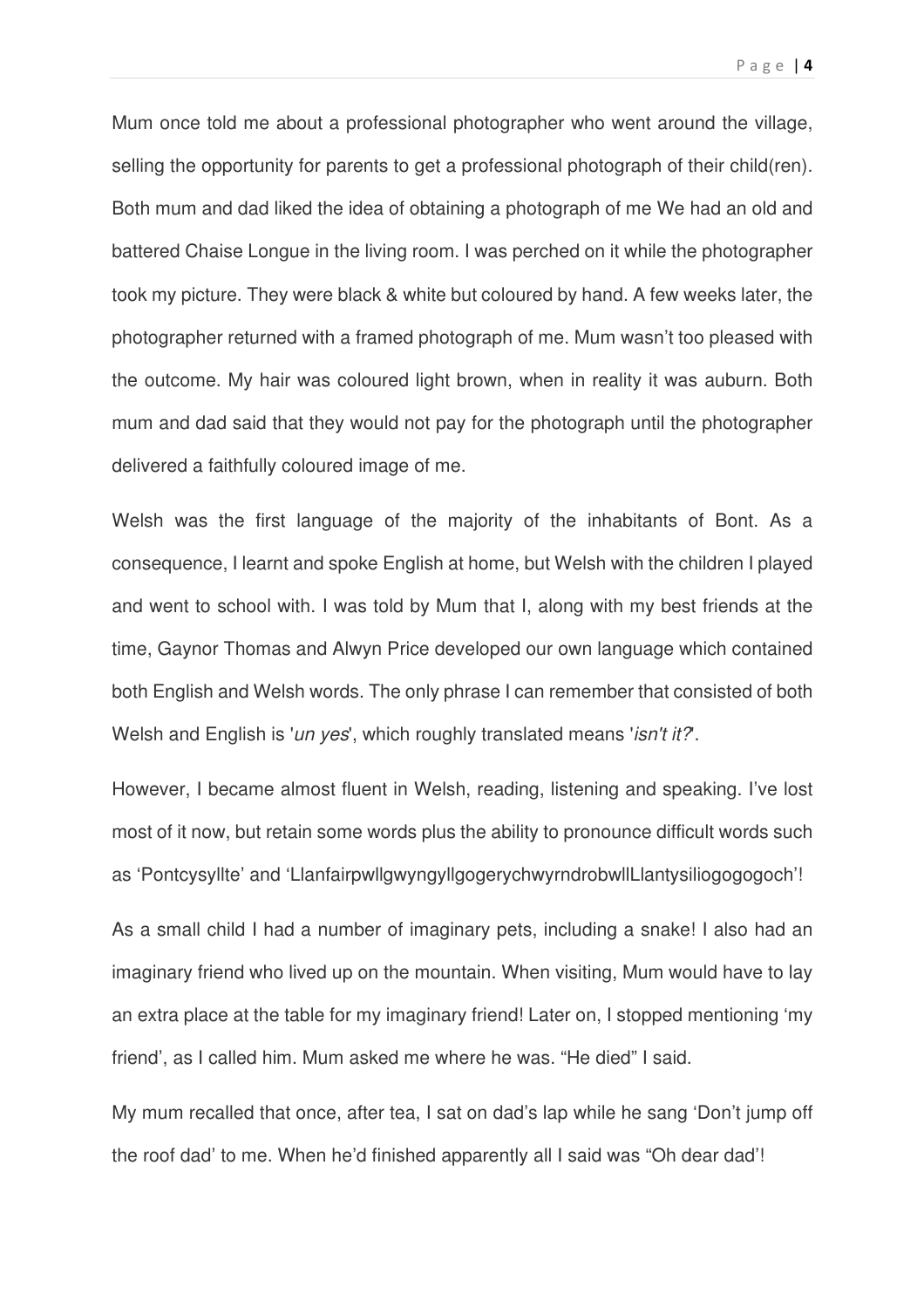Mum once told me about a professional photographer who went around the village, selling the opportunity for parents to get a professional photograph of their child(ren). Both mum and dad liked the idea of obtaining a photograph of me We had an old and battered Chaise Longue in the living room. I was perched on it while the photographer took my picture. They were black & white but coloured by hand. A few weeks later, the photographer returned with a framed photograph of me. Mum wasn't too pleased with the outcome. My hair was coloured light brown, when in reality it was auburn. Both mum and dad said that they would not pay for the photograph until the photographer delivered a faithfully coloured image of me.

Welsh was the first language of the majority of the inhabitants of Bont. As a consequence, I learnt and spoke English at home, but Welsh with the children I played and went to school with. I was told by Mum that I, along with my best friends at the time, Gaynor Thomas and Alwyn Price developed our own language which contained both English and Welsh words. The only phrase I can remember that consisted of both Welsh and English is '*un yes*', which roughly translated means '*isn't it?*'.

However, I became almost fluent in Welsh, reading, listening and speaking. I've lost most of it now, but retain some words plus the ability to pronounce difficult words such as 'Pontcysyllte' and 'LlanfairpwllgwyngyllgogerychwyrndrobwllLlantysiliogogogoch'!

As a small child I had a number of imaginary pets, including a snake! I also had an imaginary friend who lived up on the mountain. When visiting, Mum would have to lay an extra place at the table for my imaginary friend! Later on, I stopped mentioning 'my friend', as I called him. Mum asked me where he was. "He died" I said.

My mum recalled that once, after tea, I sat on dad's lap while he sang 'Don't jump off the roof dad' to me. When he'd finished apparently all I said was "Oh dear dad'!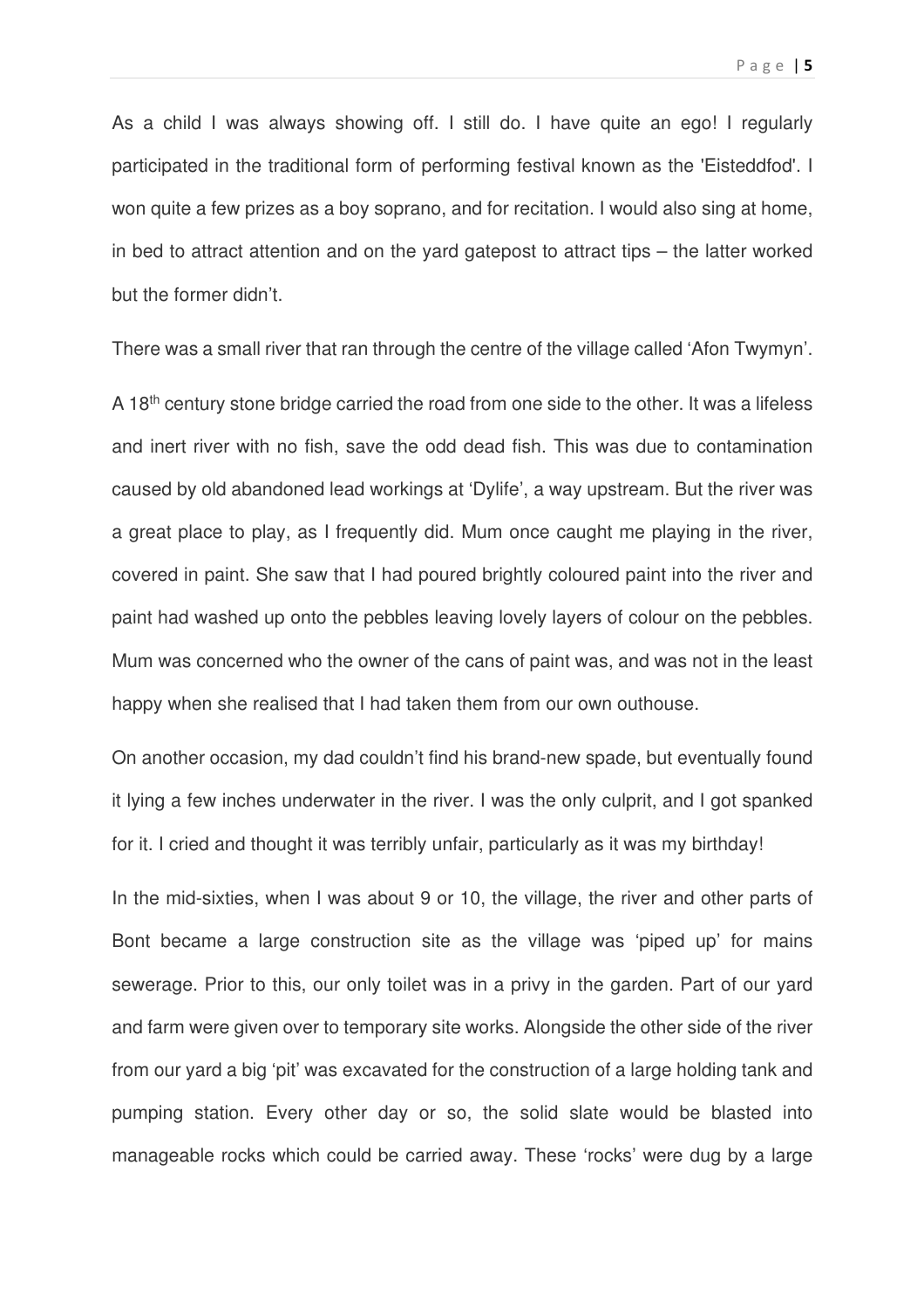As a child I was always showing off. I still do. I have quite an ego! I regularly participated in the traditional form of performing festival known as the 'Eisteddfod'. I won quite a few prizes as a boy soprano, and for recitation. I would also sing at home, in bed to attract attention and on the yard gatepost to attract tips – the latter worked but the former didn't.

There was a small river that ran through the centre of the village called 'Afon Twymyn'.

A 18th century stone bridge carried the road from one side to the other. It was a lifeless and inert river with no fish, save the odd dead fish. This was due to contamination caused by old abandoned lead workings at 'Dylife', a way upstream. But the river was a great place to play, as I frequently did. Mum once caught me playing in the river, covered in paint. She saw that I had poured brightly coloured paint into the river and paint had washed up onto the pebbles leaving lovely layers of colour on the pebbles. Mum was concerned who the owner of the cans of paint was, and was not in the least happy when she realised that I had taken them from our own outhouse.

On another occasion, my dad couldn't find his brand-new spade, but eventually found it lying a few inches underwater in the river. I was the only culprit, and I got spanked for it. I cried and thought it was terribly unfair, particularly as it was my birthday!

In the mid-sixties, when I was about 9 or 10, the village, the river and other parts of Bont became a large construction site as the village was 'piped up' for mains sewerage. Prior to this, our only toilet was in a privy in the garden. Part of our yard and farm were given over to temporary site works. Alongside the other side of the river from our yard a big 'pit' was excavated for the construction of a large holding tank and pumping station. Every other day or so, the solid slate would be blasted into manageable rocks which could be carried away. These 'rocks' were dug by a large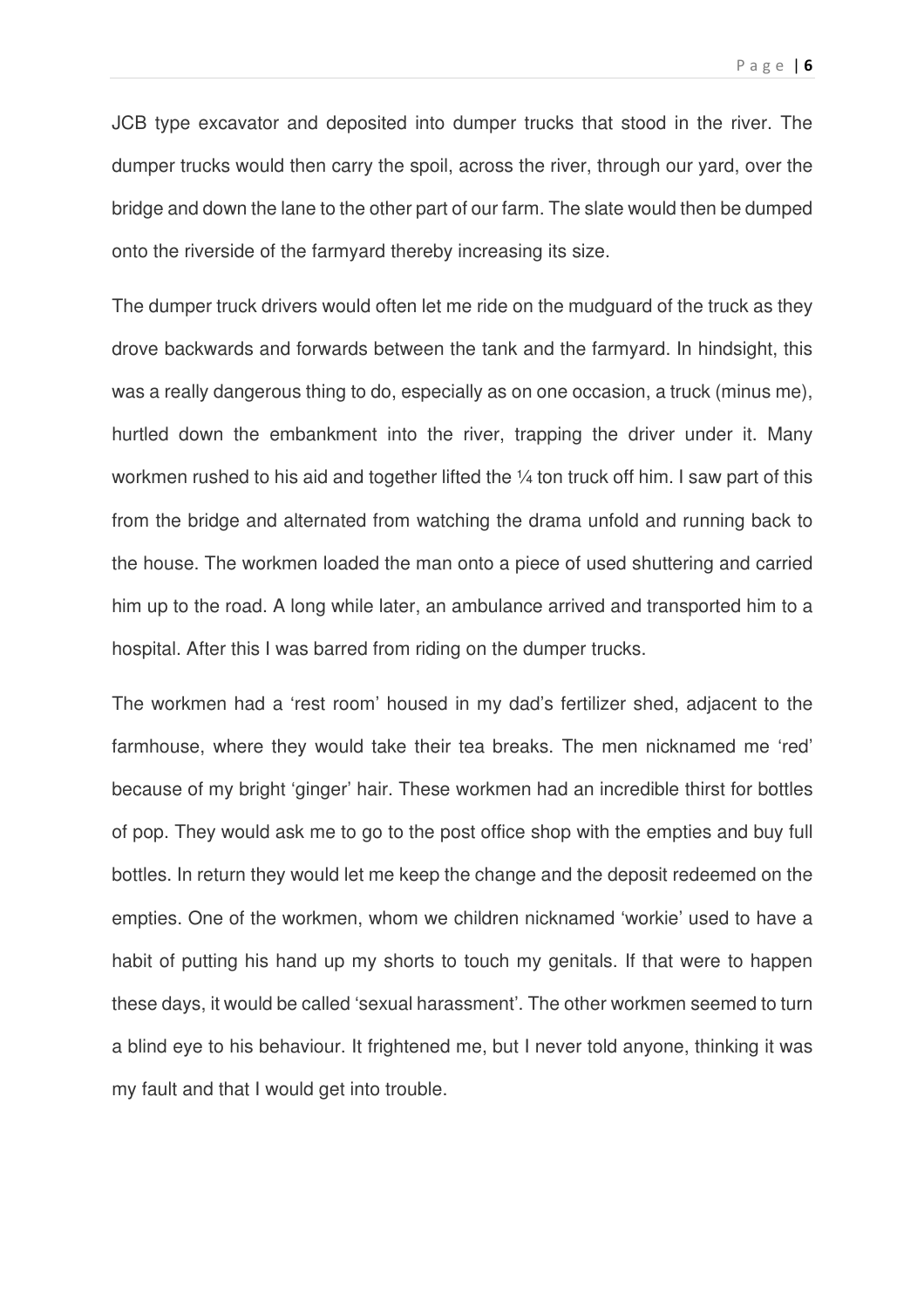JCB type excavator and deposited into dumper trucks that stood in the river. The dumper trucks would then carry the spoil, across the river, through our yard, over the bridge and down the lane to the other part of our farm. The slate would then be dumped onto the riverside of the farmyard thereby increasing its size.

The dumper truck drivers would often let me ride on the mudguard of the truck as they drove backwards and forwards between the tank and the farmyard. In hindsight, this was a really dangerous thing to do, especially as on one occasion, a truck (minus me), hurtled down the embankment into the river, trapping the driver under it. Many workmen rushed to his aid and together lifted the ¼ ton truck off him. I saw part of this from the bridge and alternated from watching the drama unfold and running back to the house. The workmen loaded the man onto a piece of used shuttering and carried him up to the road. A long while later, an ambulance arrived and transported him to a hospital. After this I was barred from riding on the dumper trucks.

The workmen had a 'rest room' housed in my dad's fertilizer shed, adjacent to the farmhouse, where they would take their tea breaks. The men nicknamed me 'red' because of my bright 'ginger' hair. These workmen had an incredible thirst for bottles of pop. They would ask me to go to the post office shop with the empties and buy full bottles. In return they would let me keep the change and the deposit redeemed on the empties. One of the workmen, whom we children nicknamed 'workie' used to have a habit of putting his hand up my shorts to touch my genitals. If that were to happen these days, it would be called 'sexual harassment'. The other workmen seemed to turn a blind eye to his behaviour. It frightened me, but I never told anyone, thinking it was my fault and that I would get into trouble.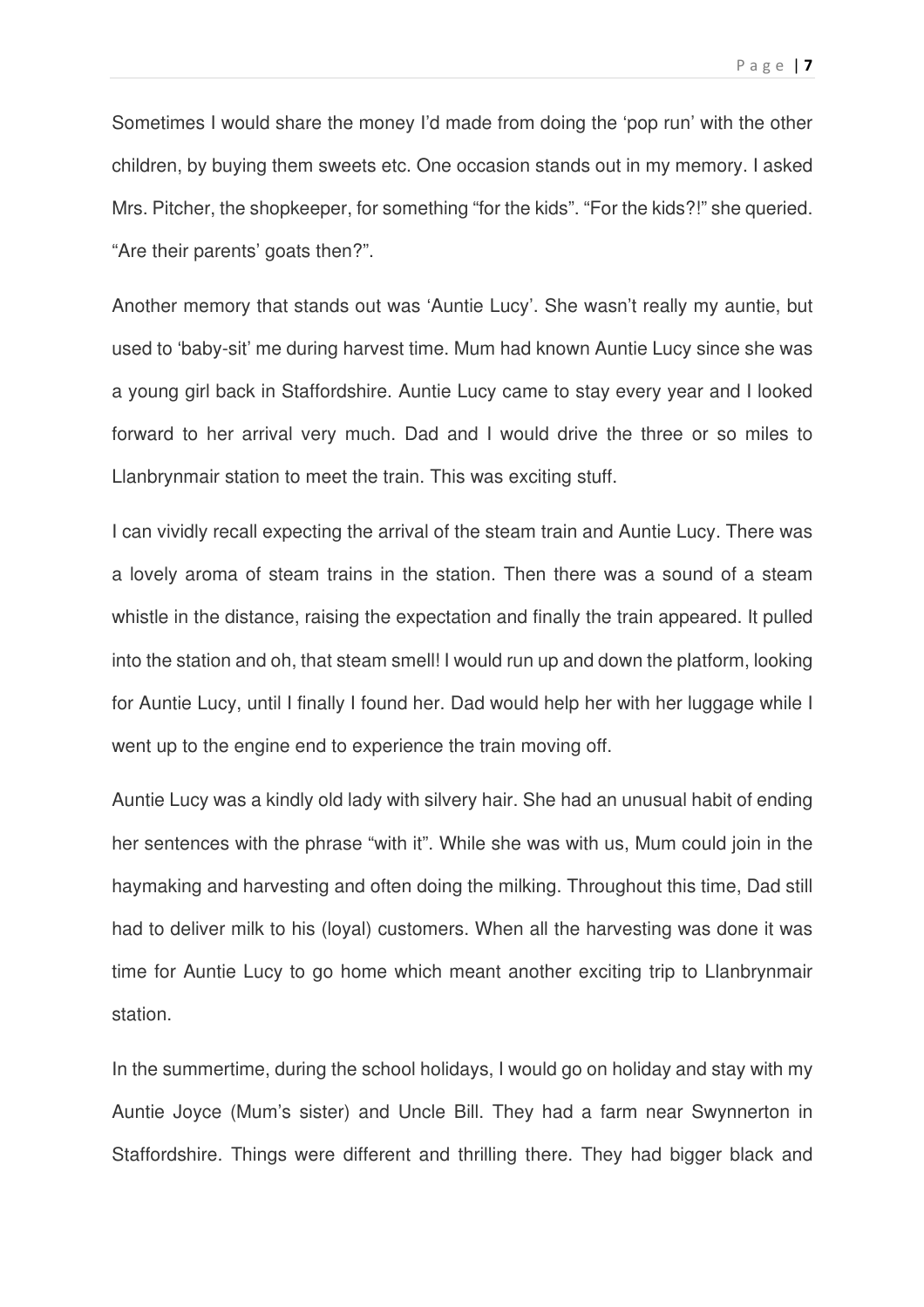Sometimes I would share the money I'd made from doing the 'pop run' with the other children, by buying them sweets etc. One occasion stands out in my memory. I asked Mrs. Pitcher, the shopkeeper, for something "for the kids". "For the kids?!" she queried. "Are their parents' goats then?".

Another memory that stands out was 'Auntie Lucy'. She wasn't really my auntie, but used to 'baby-sit' me during harvest time. Mum had known Auntie Lucy since she was a young girl back in Staffordshire. Auntie Lucy came to stay every year and I looked forward to her arrival very much. Dad and I would drive the three or so miles to Llanbrynmair station to meet the train. This was exciting stuff.

I can vividly recall expecting the arrival of the steam train and Auntie Lucy. There was a lovely aroma of steam trains in the station. Then there was a sound of a steam whistle in the distance, raising the expectation and finally the train appeared. It pulled into the station and oh, that steam smell! I would run up and down the platform, looking for Auntie Lucy, until I finally I found her. Dad would help her with her luggage while I went up to the engine end to experience the train moving off.

Auntie Lucy was a kindly old lady with silvery hair. She had an unusual habit of ending her sentences with the phrase "with it". While she was with us, Mum could join in the haymaking and harvesting and often doing the milking. Throughout this time, Dad still had to deliver milk to his (loyal) customers. When all the harvesting was done it was time for Auntie Lucy to go home which meant another exciting trip to Llanbrynmair station.

In the summertime, during the school holidays, I would go on holiday and stay with my Auntie Joyce (Mum's sister) and Uncle Bill. They had a farm near Swynnerton in Staffordshire. Things were different and thrilling there. They had bigger black and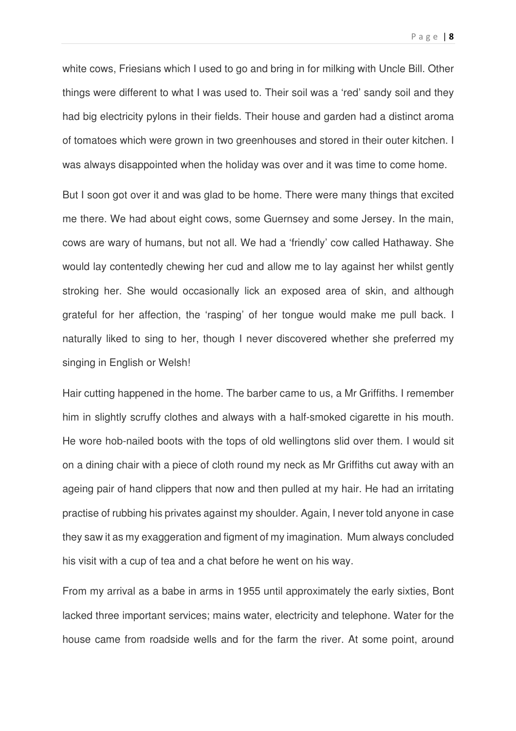white cows, Friesians which I used to go and bring in for milking with Uncle Bill. Other things were different to what I was used to. Their soil was a 'red' sandy soil and they had big electricity pylons in their fields. Their house and garden had a distinct aroma of tomatoes which were grown in two greenhouses and stored in their outer kitchen. I was always disappointed when the holiday was over and it was time to come home.

But I soon got over it and was glad to be home. There were many things that excited me there. We had about eight cows, some Guernsey and some Jersey. In the main, cows are wary of humans, but not all. We had a 'friendly' cow called Hathaway. She would lay contentedly chewing her cud and allow me to lay against her whilst gently stroking her. She would occasionally lick an exposed area of skin, and although grateful for her affection, the 'rasping' of her tongue would make me pull back. I naturally liked to sing to her, though I never discovered whether she preferred my singing in English or Welsh!

Hair cutting happened in the home. The barber came to us, a Mr Griffiths. I remember him in slightly scruffy clothes and always with a half-smoked cigarette in his mouth. He wore hob-nailed boots with the tops of old wellingtons slid over them. I would sit on a dining chair with a piece of cloth round my neck as Mr Griffiths cut away with an ageing pair of hand clippers that now and then pulled at my hair. He had an irritating practise of rubbing his privates against my shoulder. Again, I never told anyone in case they saw it as my exaggeration and figment of my imagination. Mum always concluded his visit with a cup of tea and a chat before he went on his way.

From my arrival as a babe in arms in 1955 until approximately the early sixties, Bont lacked three important services; mains water, electricity and telephone. Water for the house came from roadside wells and for the farm the river. At some point, around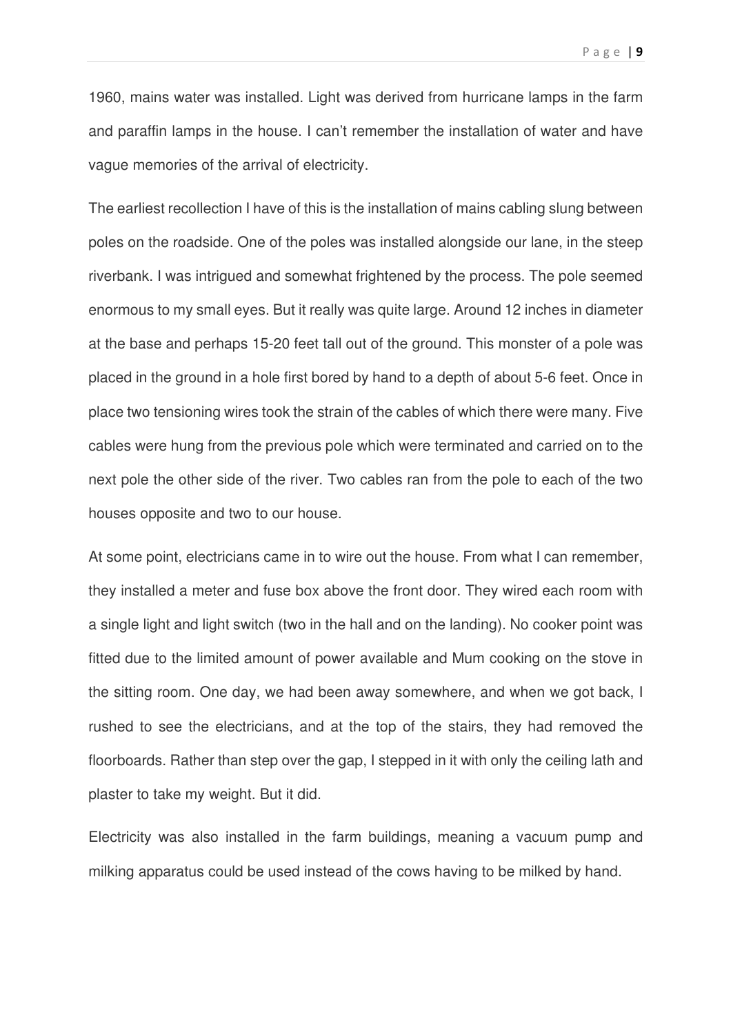1960, mains water was installed. Light was derived from hurricane lamps in the farm and paraffin lamps in the house. I can't remember the installation of water and have vague memories of the arrival of electricity.

The earliest recollection I have of this is the installation of mains cabling slung between poles on the roadside. One of the poles was installed alongside our lane, in the steep riverbank. I was intrigued and somewhat frightened by the process. The pole seemed enormous to my small eyes. But it really was quite large. Around 12 inches in diameter at the base and perhaps 15-20 feet tall out of the ground. This monster of a pole was placed in the ground in a hole first bored by hand to a depth of about 5-6 feet. Once in place two tensioning wires took the strain of the cables of which there were many. Five cables were hung from the previous pole which were terminated and carried on to the next pole the other side of the river. Two cables ran from the pole to each of the two houses opposite and two to our house.

At some point, electricians came in to wire out the house. From what I can remember, they installed a meter and fuse box above the front door. They wired each room with a single light and light switch (two in the hall and on the landing). No cooker point was fitted due to the limited amount of power available and Mum cooking on the stove in the sitting room. One day, we had been away somewhere, and when we got back, I rushed to see the electricians, and at the top of the stairs, they had removed the floorboards. Rather than step over the gap, I stepped in it with only the ceiling lath and plaster to take my weight. But it did.

Electricity was also installed in the farm buildings, meaning a vacuum pump and milking apparatus could be used instead of the cows having to be milked by hand.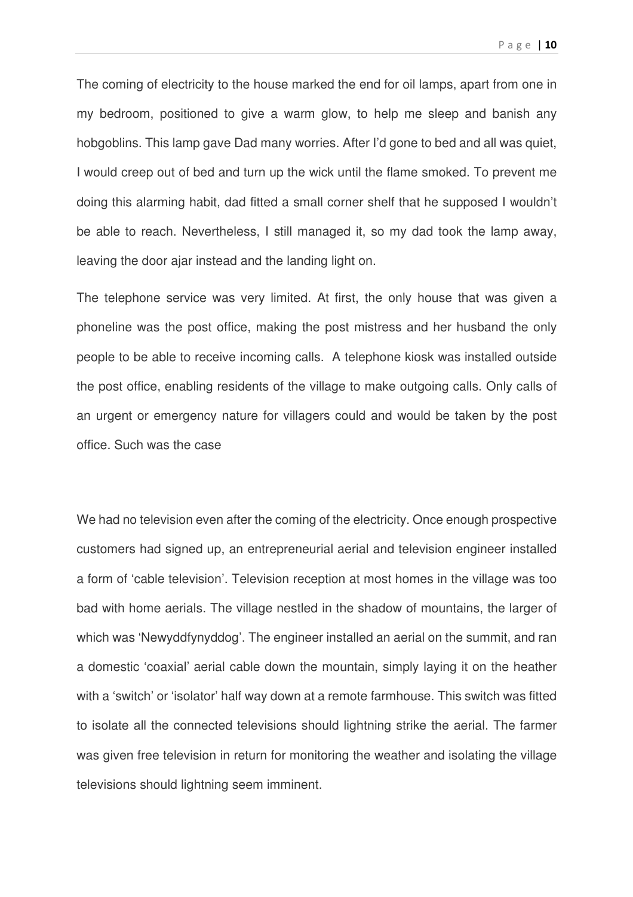The coming of electricity to the house marked the end for oil lamps, apart from one in my bedroom, positioned to give a warm glow, to help me sleep and banish any hobgoblins. This lamp gave Dad many worries. After I'd gone to bed and all was quiet, I would creep out of bed and turn up the wick until the flame smoked. To prevent me doing this alarming habit, dad fitted a small corner shelf that he supposed I wouldn't be able to reach. Nevertheless, I still managed it, so my dad took the lamp away, leaving the door ajar instead and the landing light on.

The telephone service was very limited. At first, the only house that was given a phoneline was the post office, making the post mistress and her husband the only people to be able to receive incoming calls. A telephone kiosk was installed outside the post office, enabling residents of the village to make outgoing calls. Only calls of an urgent or emergency nature for villagers could and would be taken by the post office. Such was the case

We had no television even after the coming of the electricity. Once enough prospective customers had signed up, an entrepreneurial aerial and television engineer installed a form of 'cable television'. Television reception at most homes in the village was too bad with home aerials. The village nestled in the shadow of mountains, the larger of which was 'Newyddfynyddog'. The engineer installed an aerial on the summit, and ran a domestic 'coaxial' aerial cable down the mountain, simply laying it on the heather with a 'switch' or 'isolator' half way down at a remote farmhouse. This switch was fitted to isolate all the connected televisions should lightning strike the aerial. The farmer was given free television in return for monitoring the weather and isolating the village televisions should lightning seem imminent.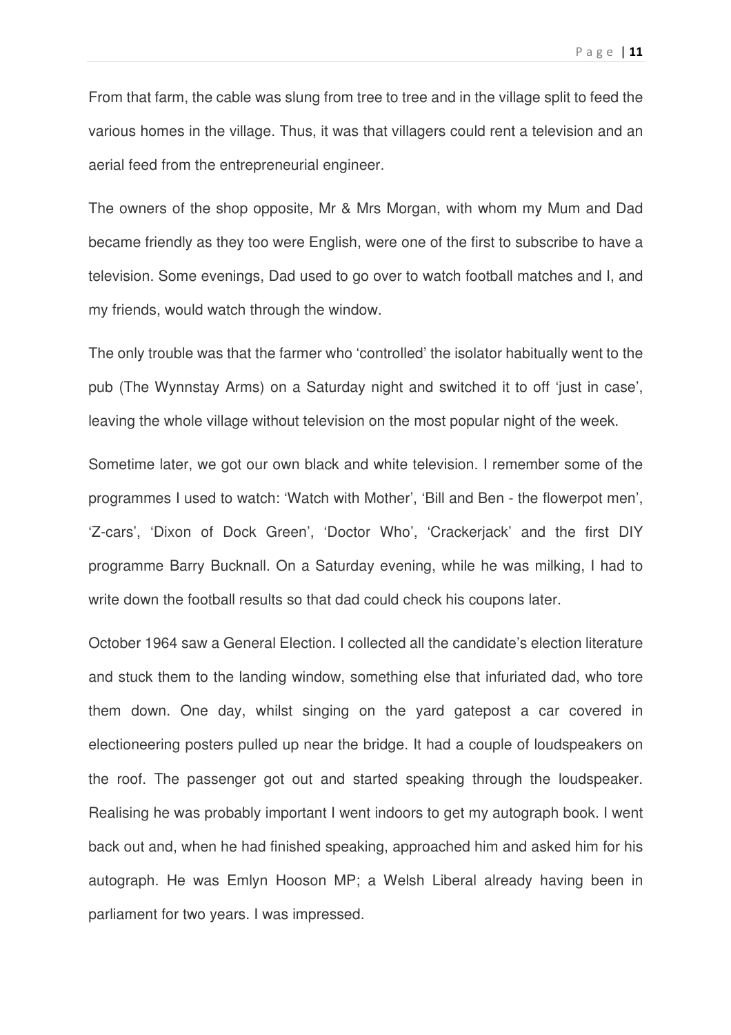From that farm, the cable was slung from tree to tree and in the village split to feed the various homes in the village. Thus, it was that villagers could rent a television and an aerial feed from the entrepreneurial engineer.

The owners of the shop opposite, Mr & Mrs Morgan, with whom my Mum and Dad became friendly as they too were English, were one of the first to subscribe to have a television. Some evenings, Dad used to go over to watch football matches and I, and my friends, would watch through the window.

The only trouble was that the farmer who 'controlled' the isolator habitually went to the pub (The Wynnstay Arms) on a Saturday night and switched it to off 'just in case', leaving the whole village without television on the most popular night of the week.

Sometime later, we got our own black and white television. I remember some of the programmes I used to watch: 'Watch with Mother', 'Bill and Ben - the flowerpot men', 'Z-cars', 'Dixon of Dock Green', 'Doctor Who', 'Crackerjack' and the first DIY programme Barry Bucknall. On a Saturday evening, while he was milking, I had to write down the football results so that dad could check his coupons later.

October 1964 saw a General Election. I collected all the candidate's election literature and stuck them to the landing window, something else that infuriated dad, who tore them down. One day, whilst singing on the yard gatepost a car covered in electioneering posters pulled up near the bridge. It had a couple of loudspeakers on the roof. The passenger got out and started speaking through the loudspeaker. Realising he was probably important I went indoors to get my autograph book. I went back out and, when he had finished speaking, approached him and asked him for his autograph. He was Emlyn Hooson MP; a Welsh Liberal already having been in parliament for two years. I was impressed.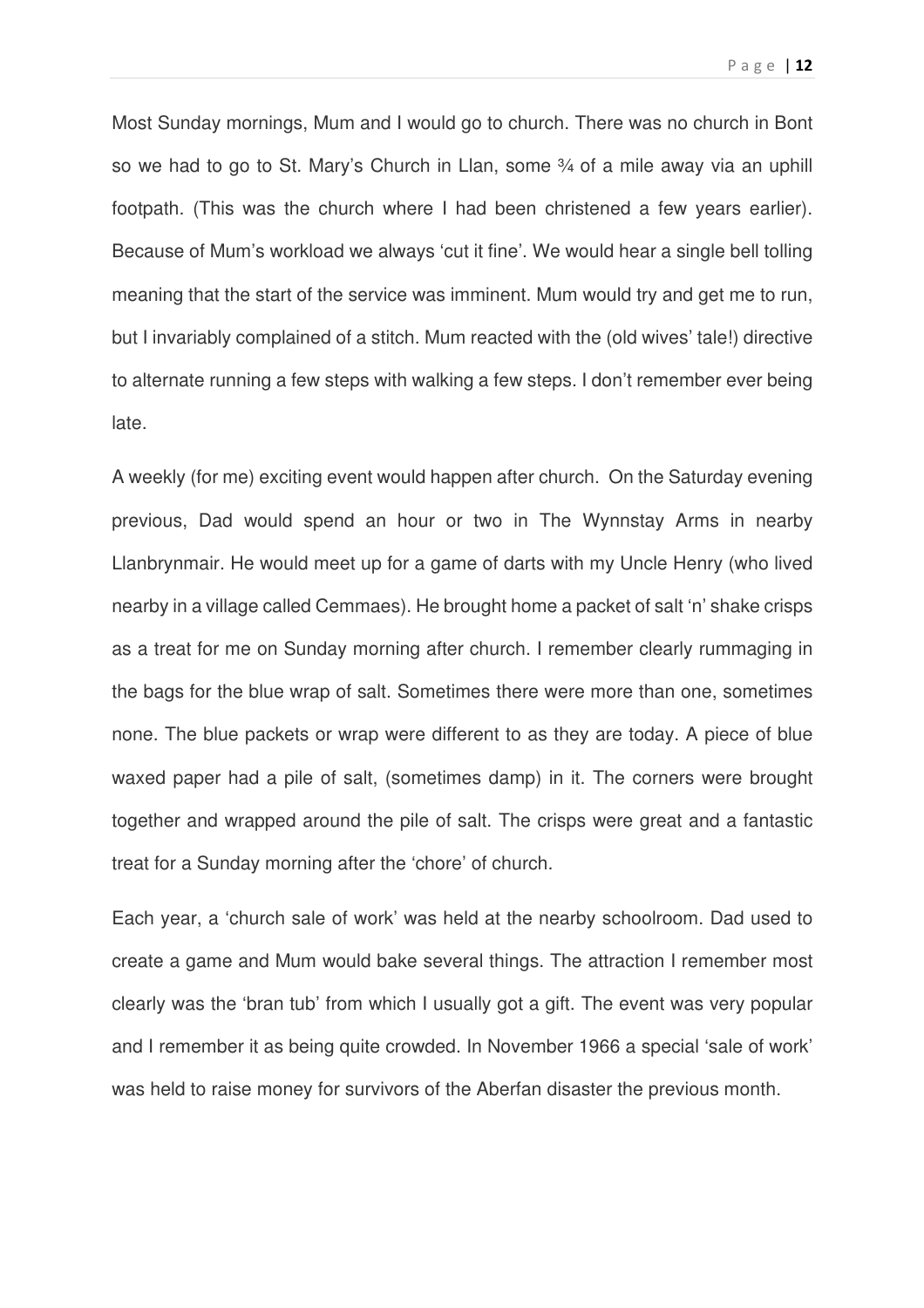Most Sunday mornings, Mum and I would go to church. There was no church in Bont so we had to go to St. Mary's Church in Llan, some ¾ of a mile away via an uphill footpath. (This was the church where I had been christened a few years earlier). Because of Mum's workload we always 'cut it fine'. We would hear a single bell tolling meaning that the start of the service was imminent. Mum would try and get me to run, but I invariably complained of a stitch. Mum reacted with the (old wives' tale!) directive to alternate running a few steps with walking a few steps. I don't remember ever being late.

A weekly (for me) exciting event would happen after church. On the Saturday evening previous, Dad would spend an hour or two in The Wynnstay Arms in nearby Llanbrynmair. He would meet up for a game of darts with my Uncle Henry (who lived nearby in a village called Cemmaes). He brought home a packet of salt 'n' shake crisps as a treat for me on Sunday morning after church. I remember clearly rummaging in the bags for the blue wrap of salt. Sometimes there were more than one, sometimes none. The blue packets or wrap were different to as they are today. A piece of blue waxed paper had a pile of salt, (sometimes damp) in it. The corners were brought together and wrapped around the pile of salt. The crisps were great and a fantastic treat for a Sunday morning after the 'chore' of church.

Each year, a 'church sale of work' was held at the nearby schoolroom. Dad used to create a game and Mum would bake several things. The attraction I remember most clearly was the 'bran tub' from which I usually got a gift. The event was very popular and I remember it as being quite crowded. In November 1966 a special 'sale of work' was held to raise money for survivors of the Aberfan disaster the previous month.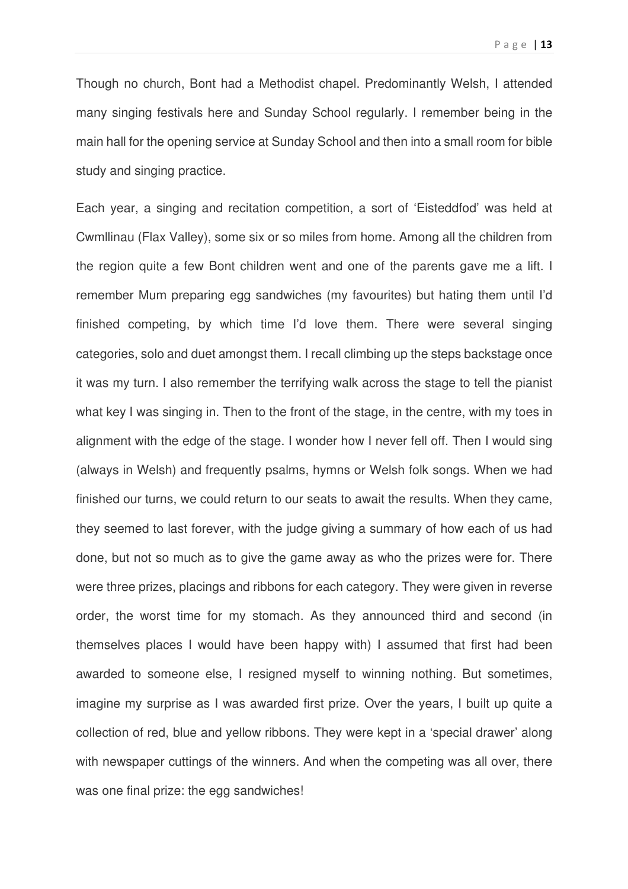Though no church, Bont had a Methodist chapel. Predominantly Welsh, I attended many singing festivals here and Sunday School regularly. I remember being in the main hall for the opening service at Sunday School and then into a small room for bible study and singing practice.

Each year, a singing and recitation competition, a sort of 'Eisteddfod' was held at Cwmllinau (Flax Valley), some six or so miles from home. Among all the children from the region quite a few Bont children went and one of the parents gave me a lift. I remember Mum preparing egg sandwiches (my favourites) but hating them until I'd finished competing, by which time I'd love them. There were several singing categories, solo and duet amongst them. I recall climbing up the steps backstage once it was my turn. I also remember the terrifying walk across the stage to tell the pianist what key I was singing in. Then to the front of the stage, in the centre, with my toes in alignment with the edge of the stage. I wonder how I never fell off. Then I would sing (always in Welsh) and frequently psalms, hymns or Welsh folk songs. When we had finished our turns, we could return to our seats to await the results. When they came, they seemed to last forever, with the judge giving a summary of how each of us had done, but not so much as to give the game away as who the prizes were for. There were three prizes, placings and ribbons for each category. They were given in reverse order, the worst time for my stomach. As they announced third and second (in themselves places I would have been happy with) I assumed that first had been awarded to someone else, I resigned myself to winning nothing. But sometimes, imagine my surprise as I was awarded first prize. Over the years, I built up quite a collection of red, blue and yellow ribbons. They were kept in a 'special drawer' along with newspaper cuttings of the winners. And when the competing was all over, there was one final prize: the egg sandwiches!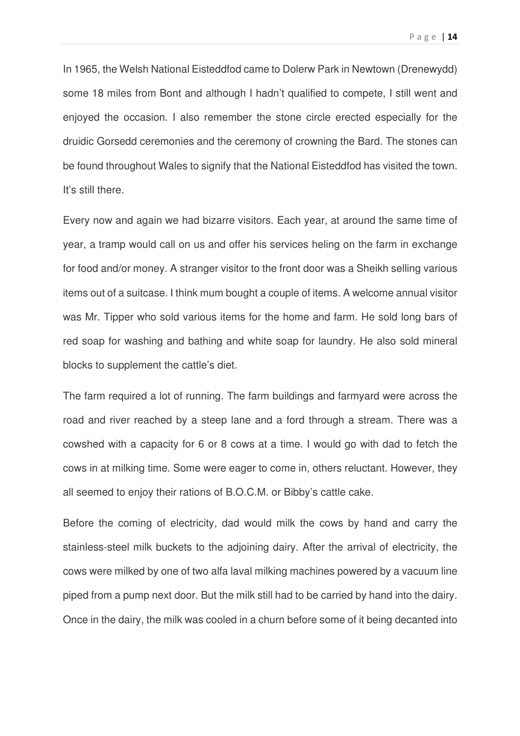In 1965, the Welsh National Eisteddfod came to Dolerw Park in Newtown (Drenewydd) some 18 miles from Bont and although I hadn't qualified to compete, I still went and enjoyed the occasion. I also remember the stone circle erected especially for the druidic Gorsedd ceremonies and the ceremony of crowning the Bard. The stones can be found throughout Wales to signify that the National Eisteddfod has visited the town. It's still there.

Every now and again we had bizarre visitors. Each year, at around the same time of year, a tramp would call on us and offer his services heling on the farm in exchange for food and/or money. A stranger visitor to the front door was a Sheikh selling various items out of a suitcase. I think mum bought a couple of items. A welcome annual visitor was Mr. Tipper who sold various items for the home and farm. He sold long bars of red soap for washing and bathing and white soap for laundry. He also sold mineral blocks to supplement the cattle's diet.

The farm required a lot of running. The farm buildings and farmyard were across the road and river reached by a steep lane and a ford through a stream. There was a cowshed with a capacity for 6 or 8 cows at a time. I would go with dad to fetch the cows in at milking time. Some were eager to come in, others reluctant. However, they all seemed to enjoy their rations of B.O.C.M. or Bibby's cattle cake.

Before the coming of electricity, dad would milk the cows by hand and carry the stainless-steel milk buckets to the adjoining dairy. After the arrival of electricity, the cows were milked by one of two alfa laval milking machines powered by a vacuum line piped from a pump next door. But the milk still had to be carried by hand into the dairy. Once in the dairy, the milk was cooled in a churn before some of it being decanted into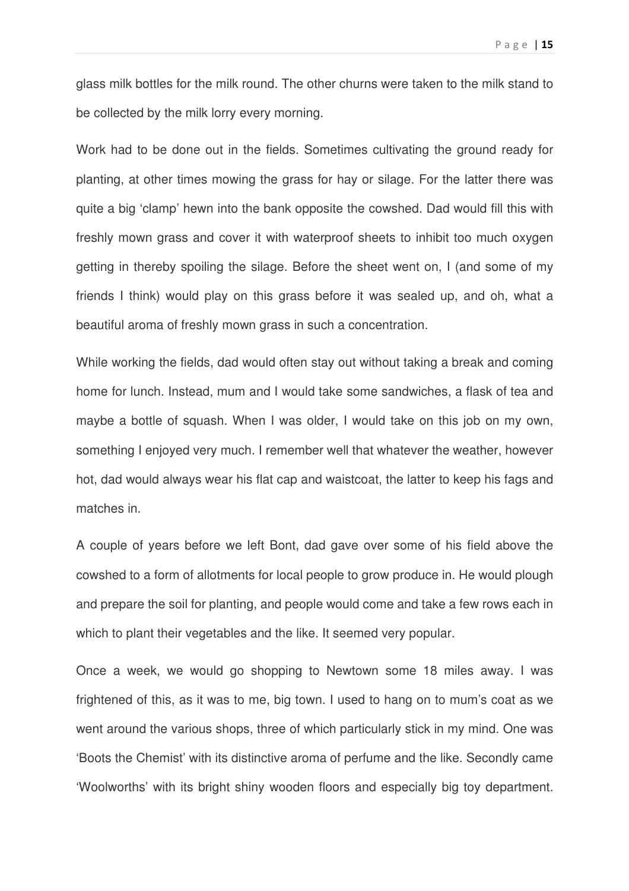glass milk bottles for the milk round. The other churns were taken to the milk stand to be collected by the milk lorry every morning.

Work had to be done out in the fields. Sometimes cultivating the ground ready for planting, at other times mowing the grass for hay or silage. For the latter there was quite a big 'clamp' hewn into the bank opposite the cowshed. Dad would fill this with freshly mown grass and cover it with waterproof sheets to inhibit too much oxygen getting in thereby spoiling the silage. Before the sheet went on, I (and some of my friends I think) would play on this grass before it was sealed up, and oh, what a beautiful aroma of freshly mown grass in such a concentration.

While working the fields, dad would often stay out without taking a break and coming home for lunch. Instead, mum and I would take some sandwiches, a flask of tea and maybe a bottle of squash. When I was older, I would take on this job on my own, something I enjoyed very much. I remember well that whatever the weather, however hot, dad would always wear his flat cap and waistcoat, the latter to keep his fags and matches in.

A couple of years before we left Bont, dad gave over some of his field above the cowshed to a form of allotments for local people to grow produce in. He would plough and prepare the soil for planting, and people would come and take a few rows each in which to plant their vegetables and the like. It seemed very popular.

Once a week, we would go shopping to Newtown some 18 miles away. I was frightened of this, as it was to me, big town. I used to hang on to mum's coat as we went around the various shops, three of which particularly stick in my mind. One was 'Boots the Chemist' with its distinctive aroma of perfume and the like. Secondly came 'Woolworths' with its bright shiny wooden floors and especially big toy department.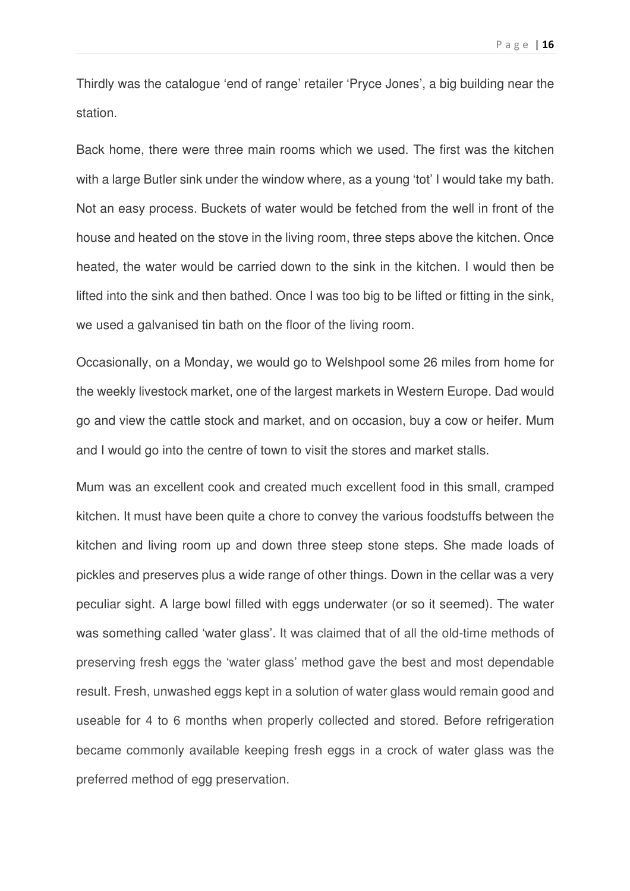Thirdly was the catalogue 'end of range' retailer 'Pryce Jones', a big building near the station.

Back home, there were three main rooms which we used. The first was the kitchen with a large Butler sink under the window where, as a young 'tot' I would take my bath. Not an easy process. Buckets of water would be fetched from the well in front of the house and heated on the stove in the living room, three steps above the kitchen. Once heated, the water would be carried down to the sink in the kitchen. I would then be lifted into the sink and then bathed. Once I was too big to be lifted or fitting in the sink, we used a galvanised tin bath on the floor of the living room.

Occasionally, on a Monday, we would go to Welshpool some 26 miles from home for the weekly livestock market, one of the largest markets in Western Europe. Dad would go and view the cattle stock and market, and on occasion, buy a cow or heifer. Mum and I would go into the centre of town to visit the stores and market stalls.

Mum was an excellent cook and created much excellent food in this small, cramped kitchen. It must have been quite a chore to convey the various foodstuffs between the kitchen and living room up and down three steep stone steps. She made loads of pickles and preserves plus a wide range of other things. Down in the cellar was a very peculiar sight. A large bowl filled with eggs underwater (or so it seemed). The water was something called 'water glass'. It was claimed that of all the old-time methods of preserving fresh eggs the 'water glass' method gave the best and most dependable result. Fresh, unwashed eggs kept in a solution of water glass would remain good and useable for 4 to 6 months when properly collected and stored. Before refrigeration became commonly available keeping fresh eggs in a crock of water glass was the preferred method of egg preservation.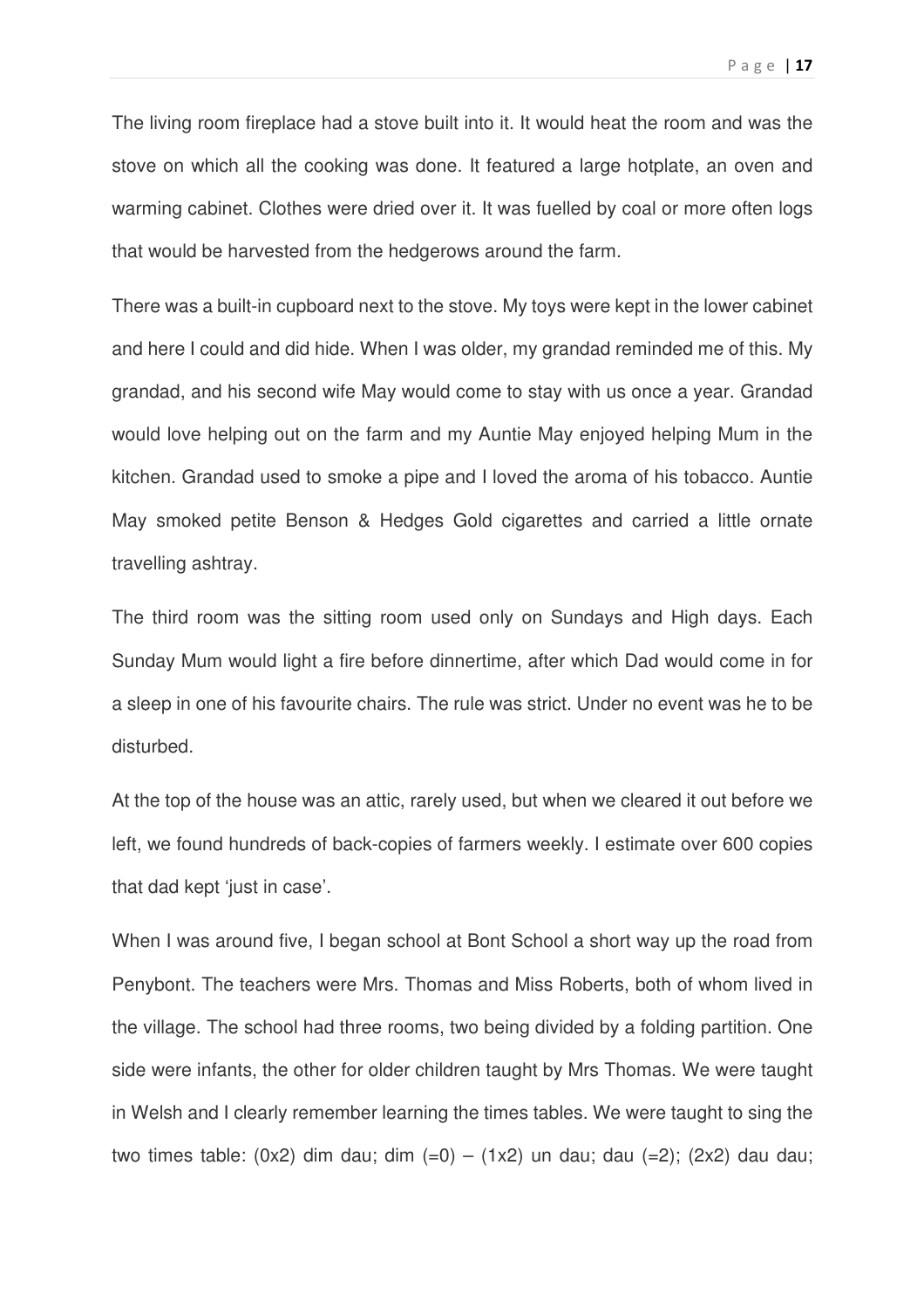The living room fireplace had a stove built into it. It would heat the room and was the stove on which all the cooking was done. It featured a large hotplate, an oven and warming cabinet. Clothes were dried over it. It was fuelled by coal or more often logs that would be harvested from the hedgerows around the farm.

There was a built-in cupboard next to the stove. My toys were kept in the lower cabinet and here I could and did hide. When I was older, my grandad reminded me of this. My grandad, and his second wife May would come to stay with us once a year. Grandad would love helping out on the farm and my Auntie May enjoyed helping Mum in the kitchen. Grandad used to smoke a pipe and I loved the aroma of his tobacco. Auntie May smoked petite Benson & Hedges Gold cigarettes and carried a little ornate travelling ashtray.

The third room was the sitting room used only on Sundays and High days. Each Sunday Mum would light a fire before dinnertime, after which Dad would come in for a sleep in one of his favourite chairs. The rule was strict. Under no event was he to be disturbed.

At the top of the house was an attic, rarely used, but when we cleared it out before we left, we found hundreds of back-copies of farmers weekly. I estimate over 600 copies that dad kept 'just in case'.

When I was around five, I began school at Bont School a short way up the road from Penybont. The teachers were Mrs. Thomas and Miss Roberts, both of whom lived in the village. The school had three rooms, two being divided by a folding partition. One side were infants, the other for older children taught by Mrs Thomas. We were taught in Welsh and I clearly remember learning the times tables. We were taught to sing the two times table: (0x2) dim dau; dim (=0) – (1x2) un dau; dau (=2); (2x2) dau dau;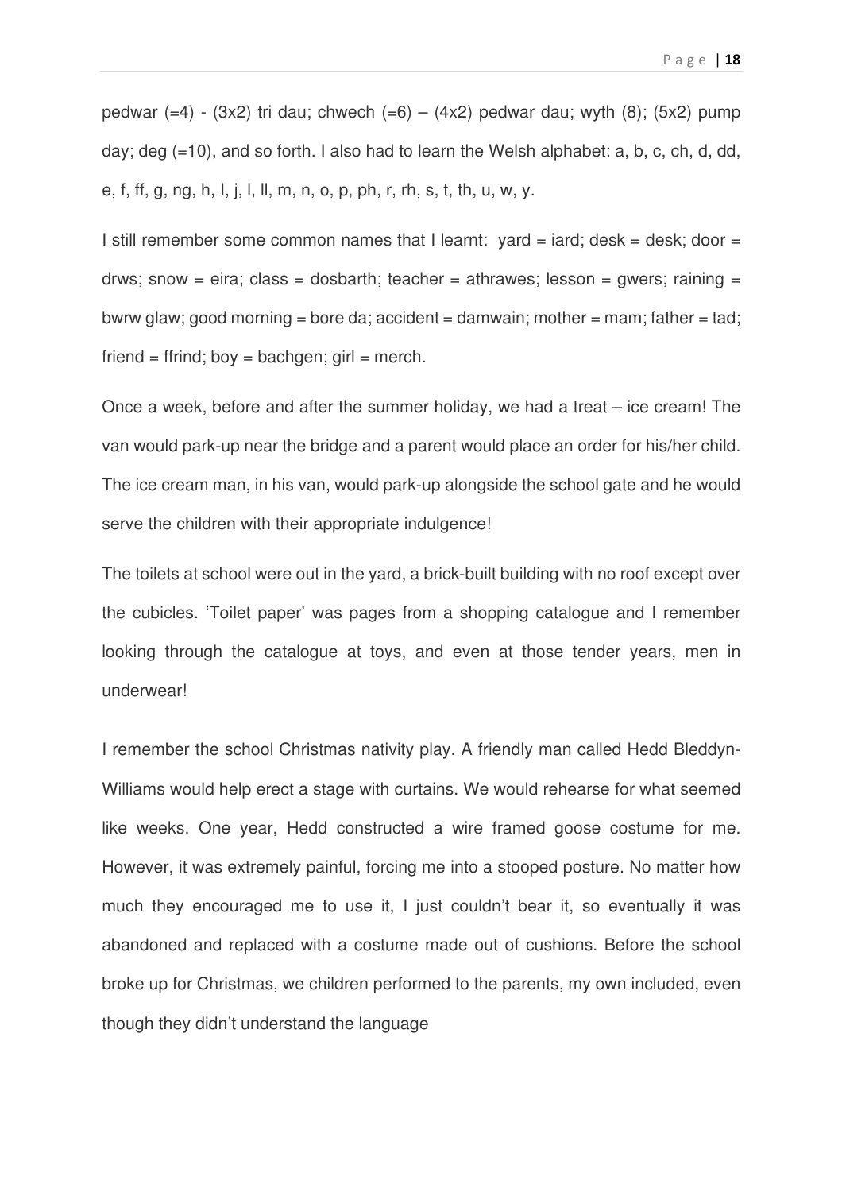pedwar (=4) - (3x2) tri dau; chwech (=6) – (4x2) pedwar dau; wyth (8); (5x2) pump day; deg (=10), and so forth. I also had to learn the Welsh alphabet: a, b, c, ch, d, dd, e, f, ff, g, ng, h, I, j, l, ll, m, n, o, p, ph, r, rh, s, t, th, u, w, y.

I still remember some common names that I learnt: yard = iard; desk = desk; door = drws; snow = eira; class = dosbarth; teacher = athrawes; lesson = gwers; raining = bwrw glaw; good morning = bore da; accident = damwain; mother = mam; father = tad; friend = ffrind; boy = bachgen; girl = merch.

Once a week, before and after the summer holiday, we had a treat – ice cream! The van would park-up near the bridge and a parent would place an order for his/her child. The ice cream man, in his van, would park-up alongside the school gate and he would serve the children with their appropriate indulgence!

The toilets at school were out in the yard, a brick-built building with no roof except over the cubicles. 'Toilet paper' was pages from a shopping catalogue and I remember looking through the catalogue at toys, and even at those tender years, men in underwear!

I remember the school Christmas nativity play. A friendly man called Hedd Bleddyn-Williams would help erect a stage with curtains. We would rehearse for what seemed like weeks. One year, Hedd constructed a wire framed goose costume for me. However, it was extremely painful, forcing me into a stooped posture. No matter how much they encouraged me to use it, I just couldn't bear it, so eventually it was abandoned and replaced with a costume made out of cushions. Before the school broke up for Christmas, we children performed to the parents, my own included, even though they didn't understand the language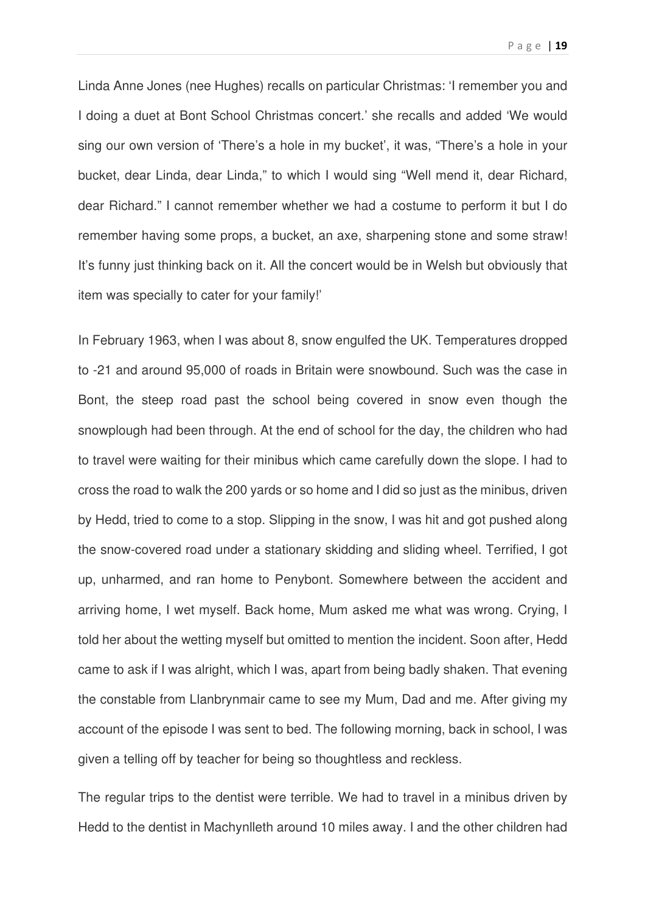Linda Anne Jones (nee Hughes) recalls on particular Christmas: 'I remember you and I doing a duet at Bont School Christmas concert.' she recalls and added 'We would sing our own version of 'There's a hole in my bucket', it was, "There's a hole in your bucket, dear Linda, dear Linda," to which I would sing "Well mend it, dear Richard, dear Richard." I cannot remember whether we had a costume to perform it but I do remember having some props, a bucket, an axe, sharpening stone and some straw! It's funny just thinking back on it. All the concert would be in Welsh but obviously that item was specially to cater for your family!'

In February 1963, when I was about 8, snow engulfed the UK. Temperatures dropped to -21 and around 95,000 of roads in Britain were snowbound. Such was the case in Bont, the steep road past the school being covered in snow even though the snowplough had been through. At the end of school for the day, the children who had to travel were waiting for their minibus which came carefully down the slope. I had to cross the road to walk the 200 yards or so home and I did so just as the minibus, driven by Hedd, tried to come to a stop. Slipping in the snow, I was hit and got pushed along the snow-covered road under a stationary skidding and sliding wheel. Terrified, I got up, unharmed, and ran home to Penybont. Somewhere between the accident and arriving home, I wet myself. Back home, Mum asked me what was wrong. Crying, I told her about the wetting myself but omitted to mention the incident. Soon after, Hedd came to ask if I was alright, which I was, apart from being badly shaken. That evening the constable from Llanbrynmair came to see my Mum, Dad and me. After giving my account of the episode I was sent to bed. The following morning, back in school, I was given a telling off by teacher for being so thoughtless and reckless.

The regular trips to the dentist were terrible. We had to travel in a minibus driven by Hedd to the dentist in Machynlleth around 10 miles away. I and the other children had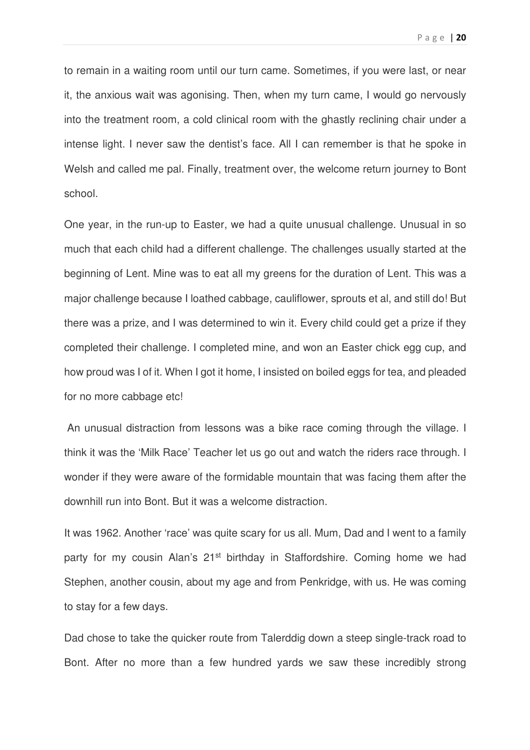to remain in a waiting room until our turn came. Sometimes, if you were last, or near it, the anxious wait was agonising. Then, when my turn came, I would go nervously into the treatment room, a cold clinical room with the ghastly reclining chair under a intense light. I never saw the dentist's face. All I can remember is that he spoke in Welsh and called me pal. Finally, treatment over, the welcome return journey to Bont school.

One year, in the run-up to Easter, we had a quite unusual challenge. Unusual in so much that each child had a different challenge. The challenges usually started at the beginning of Lent. Mine was to eat all my greens for the duration of Lent. This was a major challenge because I loathed cabbage, cauliflower, sprouts et al, and still do! But there was a prize, and I was determined to win it. Every child could get a prize if they completed their challenge. I completed mine, and won an Easter chick egg cup, and how proud was I of it. When I got it home, I insisted on boiled eggs for tea, and pleaded for no more cabbage etc!

An unusual distraction from lessons was a bike race coming through the village. I think it was the 'Milk Race' Teacher let us go out and watch the riders race through. I wonder if they were aware of the formidable mountain that was facing them after the downhill run into Bont. But it was a welcome distraction.

It was 1962. Another 'race' was quite scary for us all. Mum, Dad and I went to a family party for my cousin Alan's 21st birthday in Staffordshire. Coming home we had Stephen, another cousin, about my age and from Penkridge, with us. He was coming to stay for a few days.

Dad chose to take the quicker route from Talerddig down a steep single-track road to Bont. After no more than a few hundred yards we saw these incredibly strong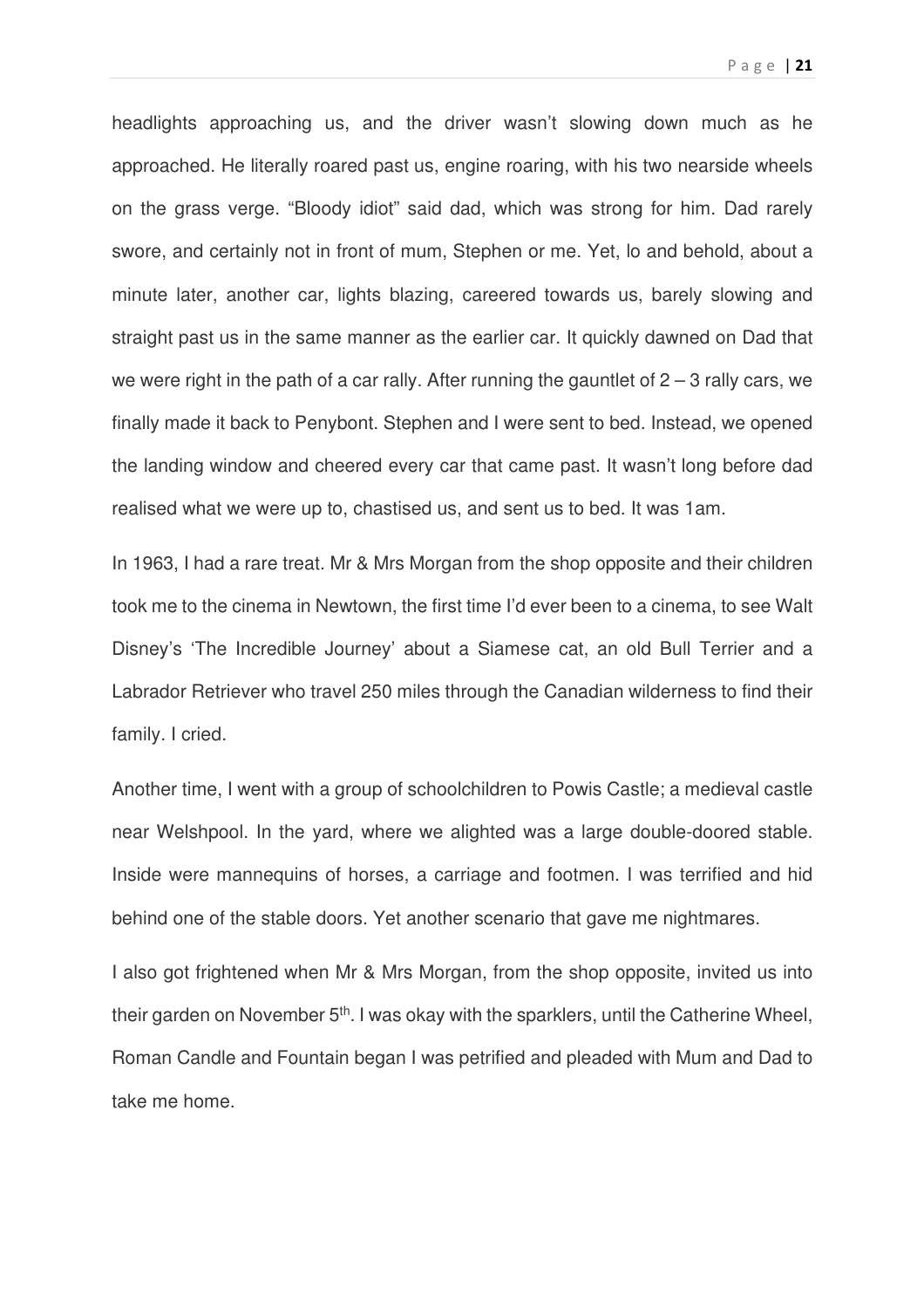headlights approaching us, and the driver wasn't slowing down much as he approached. He literally roared past us, engine roaring, with his two nearside wheels on the grass verge. "Bloody idiot" said dad, which was strong for him. Dad rarely swore, and certainly not in front of mum, Stephen or me. Yet, lo and behold, about a minute later, another car, lights blazing, careered towards us, barely slowing and straight past us in the same manner as the earlier car. It quickly dawned on Dad that we were right in the path of a car rally. After running the gauntlet of 2 – 3 rally cars, we finally made it back to Penybont. Stephen and I were sent to bed. Instead, we opened the landing window and cheered every car that came past. It wasn't long before dad realised what we were up to, chastised us, and sent us to bed. It was 1am.

In 1963, I had a rare treat. Mr & Mrs Morgan from the shop opposite and their children took me to the cinema in Newtown, the first time I'd ever been to a cinema, to see Walt Disney's 'The Incredible Journey' about a Siamese cat, an old Bull Terrier and a Labrador Retriever who travel 250 miles through the Canadian wilderness to find their family. I cried.

Another time, I went with a group of schoolchildren to Powis Castle; a medieval castle near Welshpool. In the yard, where we alighted was a large double-doored stable. Inside were mannequins of horses, a carriage and footmen. I was terrified and hid behind one of the stable doors. Yet another scenario that gave me nightmares.

I also got frightened when Mr & Mrs Morgan, from the shop opposite, invited us into their garden on November 5th. I was okay with the sparklers, until the Catherine Wheel, Roman Candle and Fountain began I was petrified and pleaded with Mum and Dad to take me home.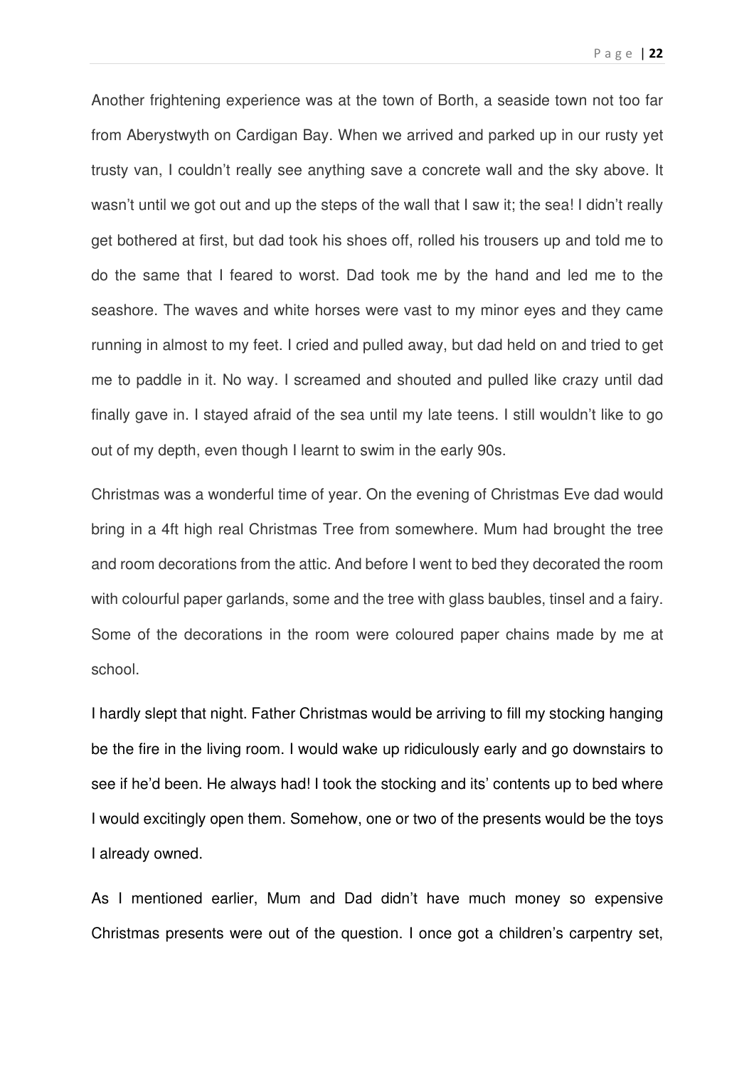Another frightening experience was at the town of Borth, a seaside town not too far from Aberystwyth on Cardigan Bay. When we arrived and parked up in our rusty yet trusty van, I couldn't really see anything save a concrete wall and the sky above. It wasn't until we got out and up the steps of the wall that I saw it; the sea! I didn't really get bothered at first, but dad took his shoes off, rolled his trousers up and told me to do the same that I feared to worst. Dad took me by the hand and led me to the seashore. The waves and white horses were vast to my minor eyes and they came running in almost to my feet. I cried and pulled away, but dad held on and tried to get me to paddle in it. No way. I screamed and shouted and pulled like crazy until dad finally gave in. I stayed afraid of the sea until my late teens. I still wouldn't like to go out of my depth, even though I learnt to swim in the early 90s.

Christmas was a wonderful time of year. On the evening of Christmas Eve dad would bring in a 4ft high real Christmas Tree from somewhere. Mum had brought the tree and room decorations from the attic. And before I went to bed they decorated the room with colourful paper garlands, some and the tree with glass baubles, tinsel and a fairy. Some of the decorations in the room were coloured paper chains made by me at school.

I hardly slept that night. Father Christmas would be arriving to fill my stocking hanging be the fire in the living room. I would wake up ridiculously early and go downstairs to see if he'd been. He always had! I took the stocking and its' contents up to bed where I would excitingly open them. Somehow, one or two of the presents would be the toys I already owned.

As I mentioned earlier, Mum and Dad didn't have much money so expensive Christmas presents were out of the question. I once got a children's carpentry set,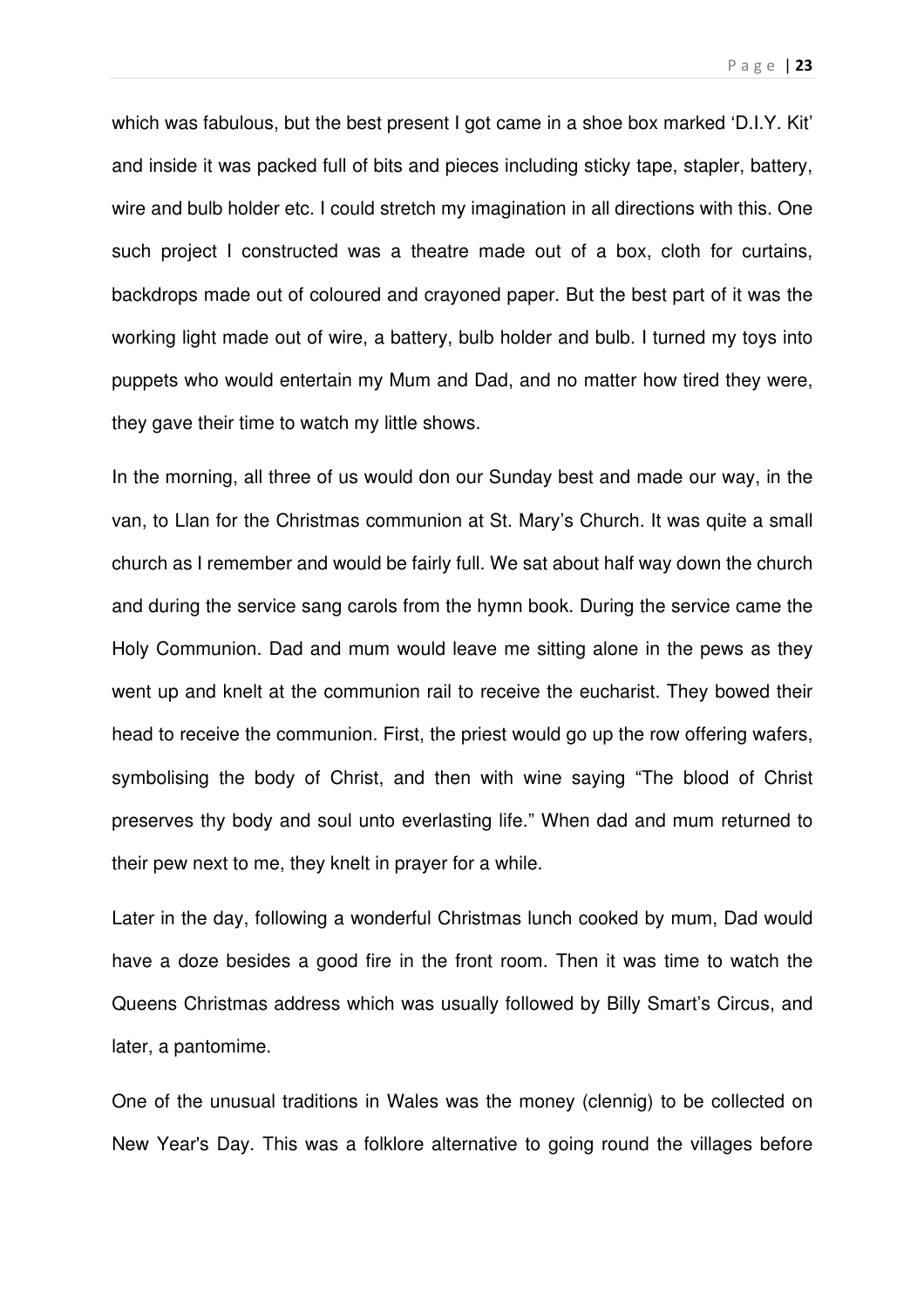which was fabulous, but the best present I got came in a shoe box marked 'D.I.Y. Kit' and inside it was packed full of bits and pieces including sticky tape, stapler, battery, wire and bulb holder etc. I could stretch my imagination in all directions with this. One such project I constructed was a theatre made out of a box, cloth for curtains, backdrops made out of coloured and crayoned paper. But the best part of it was the working light made out of wire, a battery, bulb holder and bulb. I turned my toys into puppets who would entertain my Mum and Dad, and no matter how tired they were, they gave their time to watch my little shows.

In the morning, all three of us would don our Sunday best and made our way, in the van, to Llan for the Christmas communion at St. Mary's Church. It was quite a small church as I remember and would be fairly full. We sat about half way down the church and during the service sang carols from the hymn book. During the service came the Holy Communion. Dad and mum would leave me sitting alone in the pews as they went up and knelt at the communion rail to receive the eucharist. They bowed their head to receive the communion. First, the priest would go up the row offering wafers, symbolising the body of Christ, and then with wine saying "The blood of Christ preserves thy body and soul unto everlasting life." When dad and mum returned to their pew next to me, they knelt in prayer for a while.

Later in the day, following a wonderful Christmas lunch cooked by mum, Dad would have a doze besides a good fire in the front room. Then it was time to watch the Queens Christmas address which was usually followed by Billy Smart's Circus, and later, a pantomime.

One of the unusual traditions in Wales was the money (clennig) to be collected on New Year's Day. This was a folklore alternative to going round the villages before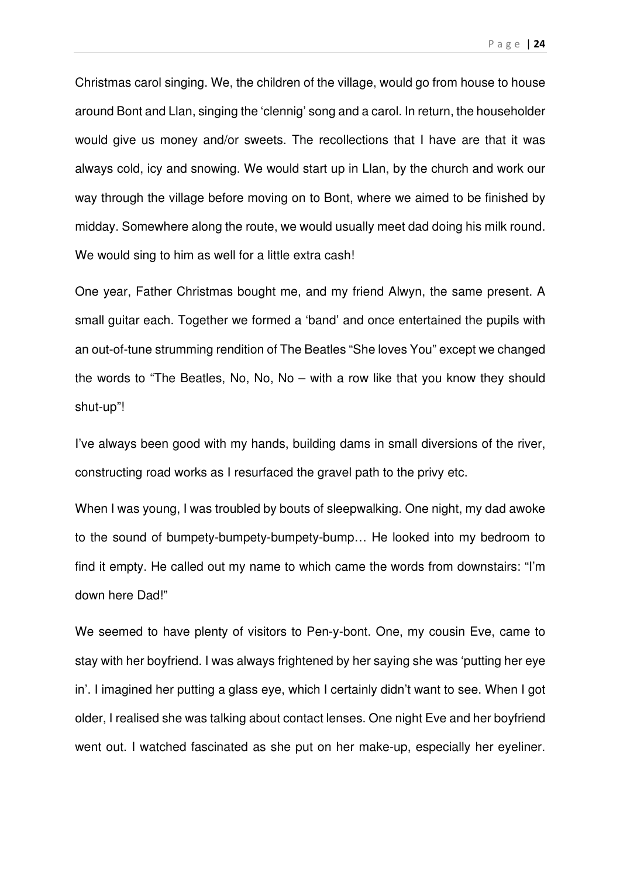Christmas carol singing. We, the children of the village, would go from house to house around Bont and Llan, singing the 'clennig' song and a carol. In return, the householder would give us money and/or sweets. The recollections that I have are that it was always cold, icy and snowing. We would start up in Llan, by the church and work our way through the village before moving on to Bont, where we aimed to be finished by midday. Somewhere along the route, we would usually meet dad doing his milk round. We would sing to him as well for a little extra cash!

One year, Father Christmas bought me, and my friend Alwyn, the same present. A small guitar each. Together we formed a 'band' and once entertained the pupils with an out-of-tune strumming rendition of The Beatles "She loves You" except we changed the words to "The Beatles, No, No, No – with a row like that you know they should shut-up"!

I've always been good with my hands, building dams in small diversions of the river, constructing road works as I resurfaced the gravel path to the privy etc.

When I was young, I was troubled by bouts of sleepwalking. One night, my dad awoke to the sound of bumpety-bumpety-bumpety-bump… He looked into my bedroom to find it empty. He called out my name to which came the words from downstairs: "I'm down here Dad!"

We seemed to have plenty of visitors to Pen-y-bont. One, my cousin Eve, came to stay with her boyfriend. I was always frightened by her saying she was 'putting her eye in'. I imagined her putting a glass eye, which I certainly didn't want to see. When I got older, I realised she was talking about contact lenses. One night Eve and her boyfriend went out. I watched fascinated as she put on her make-up, especially her eyeliner.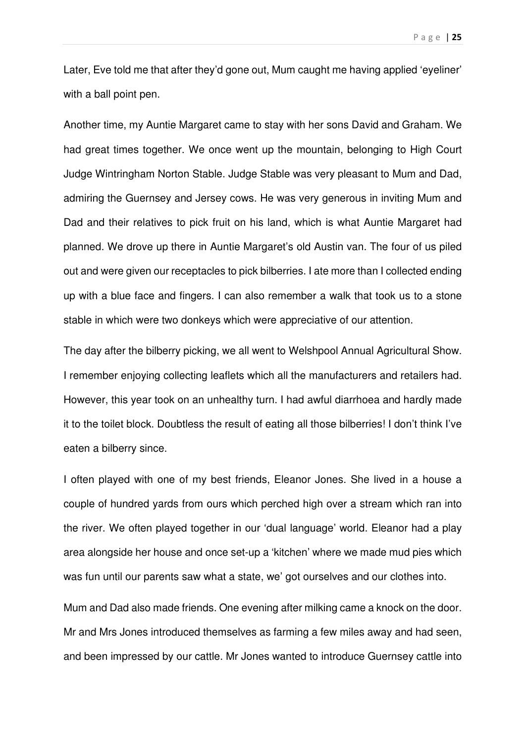Later, Eve told me that after they'd gone out, Mum caught me having applied 'eyeliner' with a ball point pen.

Another time, my Auntie Margaret came to stay with her sons David and Graham. We had great times together. We once went up the mountain, belonging to High Court Judge Wintringham Norton Stable. Judge Stable was very pleasant to Mum and Dad, admiring the Guernsey and Jersey cows. He was very generous in inviting Mum and Dad and their relatives to pick fruit on his land, which is what Auntie Margaret had planned. We drove up there in Auntie Margaret's old Austin van. The four of us piled out and were given our receptacles to pick bilberries. I ate more than I collected ending up with a blue face and fingers. I can also remember a walk that took us to a stone stable in which were two donkeys which were appreciative of our attention.

The day after the bilberry picking, we all went to Welshpool Annual Agricultural Show. I remember enjoying collecting leaflets which all the manufacturers and retailers had. However, this year took on an unhealthy turn. I had awful diarrhoea and hardly made it to the toilet block. Doubtless the result of eating all those bilberries! I don't think I've eaten a bilberry since.

I often played with one of my best friends, Eleanor Jones. She lived in a house a couple of hundred yards from ours which perched high over a stream which ran into the river. We often played together in our 'dual language' world. Eleanor had a play area alongside her house and once set-up a 'kitchen' where we made mud pies which was fun until our parents saw what a state, we' got ourselves and our clothes into.

Mum and Dad also made friends. One evening after milking came a knock on the door. Mr and Mrs Jones introduced themselves as farming a few miles away and had seen, and been impressed by our cattle. Mr Jones wanted to introduce Guernsey cattle into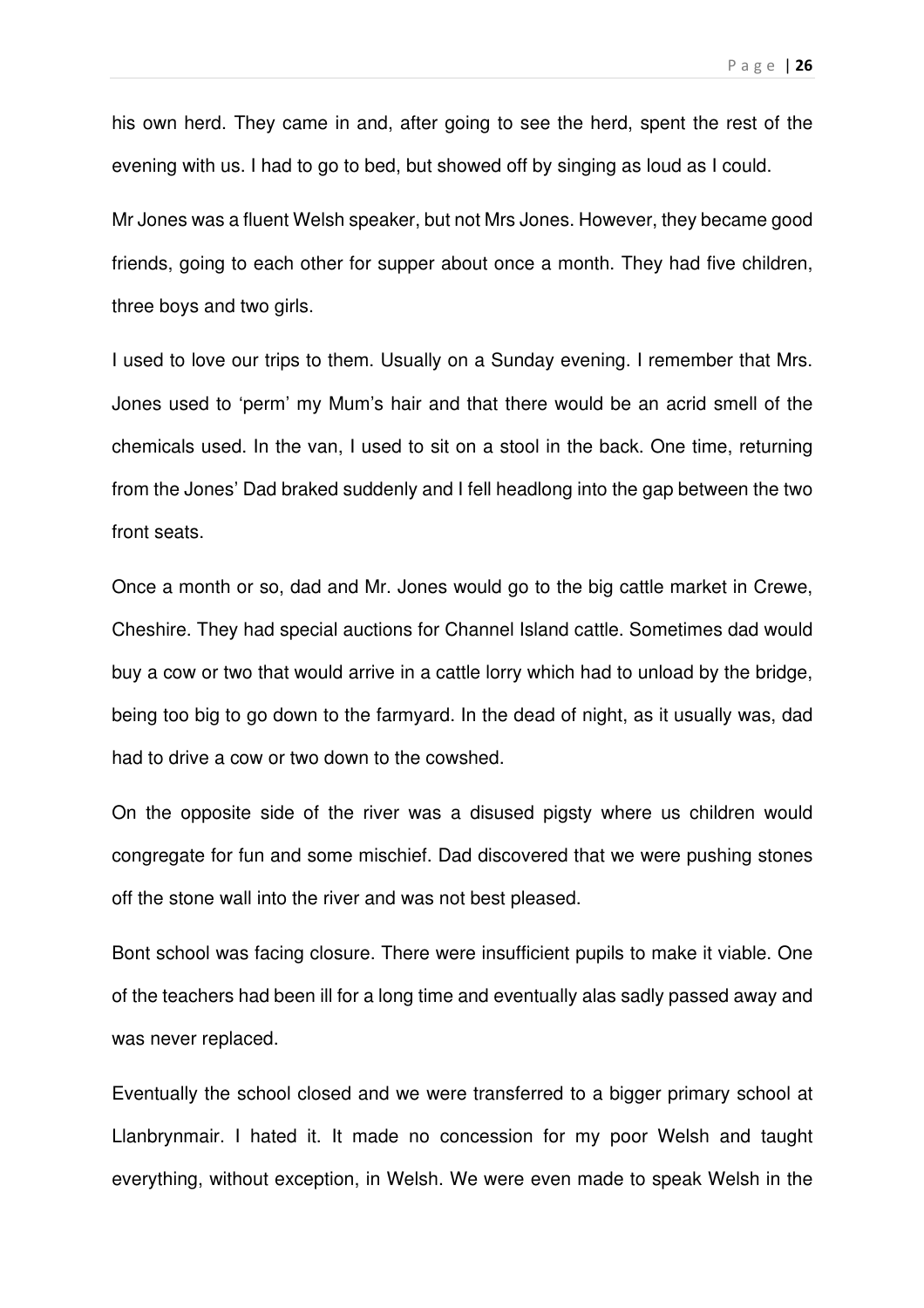his own herd. They came in and, after going to see the herd, spent the rest of the evening with us. I had to go to bed, but showed off by singing as loud as I could.

Mr Jones was a fluent Welsh speaker, but not Mrs Jones. However, they became good friends, going to each other for supper about once a month. They had five children, three boys and two girls.

I used to love our trips to them. Usually on a Sunday evening. I remember that Mrs. Jones used to 'perm' my Mum's hair and that there would be an acrid smell of the chemicals used. In the van, I used to sit on a stool in the back. One time, returning from the Jones' Dad braked suddenly and I fell headlong into the gap between the two front seats.

Once a month or so, dad and Mr. Jones would go to the big cattle market in Crewe, Cheshire. They had special auctions for Channel Island cattle. Sometimes dad would buy a cow or two that would arrive in a cattle lorry which had to unload by the bridge, being too big to go down to the farmyard. In the dead of night, as it usually was, dad had to drive a cow or two down to the cowshed.

On the opposite side of the river was a disused pigsty where us children would congregate for fun and some mischief. Dad discovered that we were pushing stones off the stone wall into the river and was not best pleased.

Bont school was facing closure. There were insufficient pupils to make it viable. One of the teachers had been ill for a long time and eventually alas sadly passed away and was never replaced.

Eventually the school closed and we were transferred to a bigger primary school at Llanbrynmair. I hated it. It made no concession for my poor Welsh and taught everything, without exception, in Welsh. We were even made to speak Welsh in the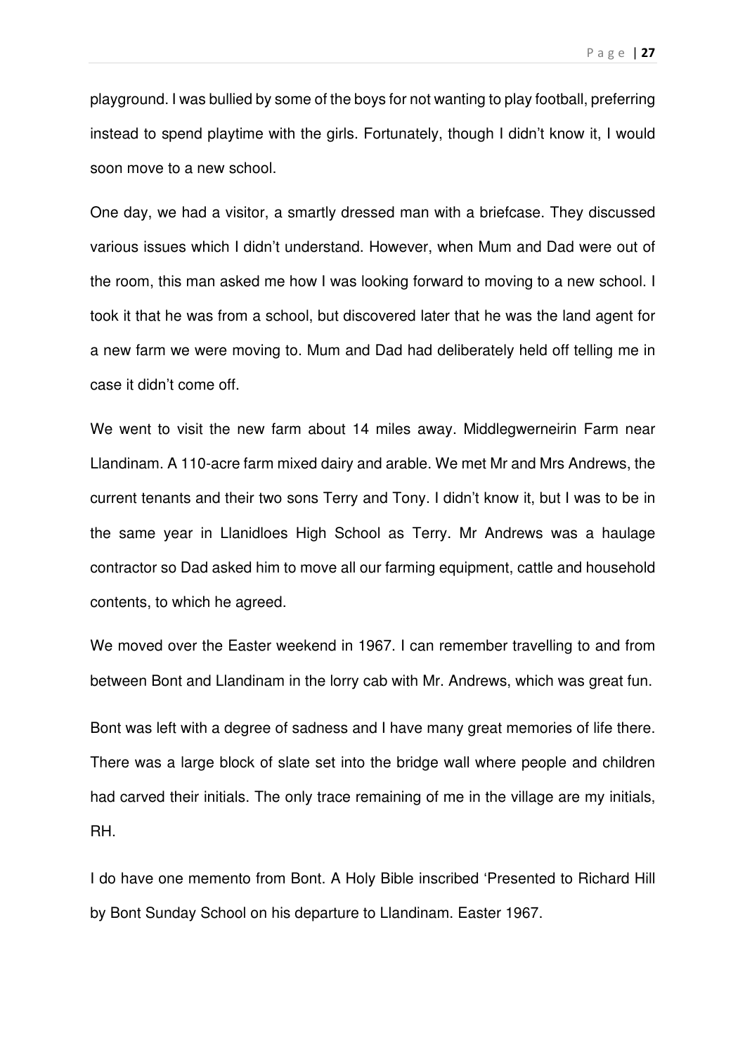playground. I was bullied by some of the boys for not wanting to play football, preferring instead to spend playtime with the girls. Fortunately, though I didn't know it, I would soon move to a new school.

One day, we had a visitor, a smartly dressed man with a briefcase. They discussed various issues which I didn't understand. However, when Mum and Dad were out of the room, this man asked me how I was looking forward to moving to a new school. I took it that he was from a school, but discovered later that he was the land agent for a new farm we were moving to. Mum and Dad had deliberately held off telling me in case it didn't come off.

We went to visit the new farm about 14 miles away. Middlegwerneirin Farm near Llandinam. A 110-acre farm mixed dairy and arable. We met Mr and Mrs Andrews, the current tenants and their two sons Terry and Tony. I didn't know it, but I was to be in the same year in Llanidloes High School as Terry. Mr Andrews was a haulage contractor so Dad asked him to move all our farming equipment, cattle and household contents, to which he agreed.

We moved over the Easter weekend in 1967. I can remember travelling to and from between Bont and Llandinam in the lorry cab with Mr. Andrews, which was great fun.

Bont was left with a degree of sadness and I have many great memories of life there. There was a large block of slate set into the bridge wall where people and children had carved their initials. The only trace remaining of me in the village are my initials, RH.

I do have one memento from Bont. A Holy Bible inscribed 'Presented to Richard Hill by Bont Sunday School on his departure to Llandinam. Easter 1967.